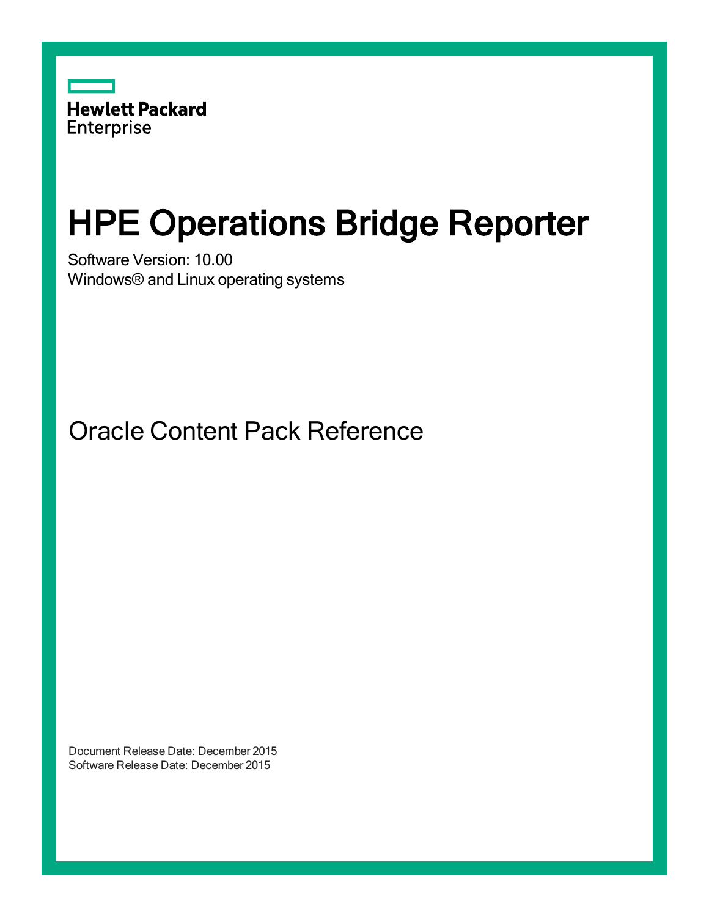Hewlett Packard Enterprise

# HPE Operations Bridge Reporter

Software Version: 10.00

Windows® and Linux operating systems

## Oracle Content Pack Reference

Document Release Date: December 2015

Software Release Date: December 2015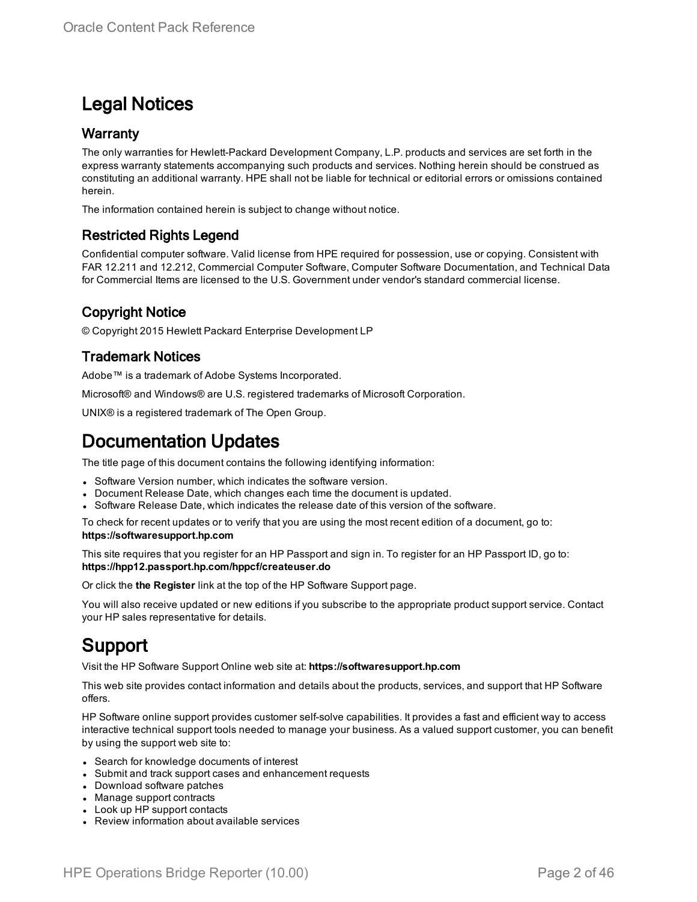# Legal Notices

## Warranty

The only warranties for Hewlett-Packard Development Company, L.P. products and services are set forth in the express warranty statements accompanying such products and services. Nothing herein should be construed as constituting an additional warranty. HPE shall not be liable for technical or editorial errors or omissions contained herein.

The information contained herein is subject to change without notice.

## Restricted Rights Legend

Confidential computer software. Valid license from HPE required for possession, use or copying. Consistent with FAR 12.211 and 12.212, Commercial Computer Software, Computer Software Documentation, and Technical Data for Commercial Items are licensed to the U.S. Government under vendor's standard commercial license.

## Copyright Notice

© Copyright 2015 Hewlett Packard Enterprise Development LP

## Trademark Notices

Adobe™ is a trademark of Adobe Systems Incorporated.

Microsoft® and Windows® are U.S. registered trademarks of Microsoft Corporation.

UNIX® is a registered trademark of The Open Group.

# Documentation Updates

The title page of this document contains the following identifying information:

- Software Version number, which indicates the software version.
- Document Release Date, which changes each time the document is updated.
- Software Release Date, which indicates the release date of this version of the software.

To check for recent updates or to verify that you are using the most recent edition of a document, go to: **https://softwaresupport.hp.com**

This site requires that you register for an HP Passport and sign in. To register for an HP Passport ID, go to: **https://hpp12.passport.hp.com/hppcf/createuser.do**

Or click the **the Register** link at the top of the HP Software Support page.

You will also receive updated or new editions if you subscribe to the appropriate product support service. Contact your HP sales representative for details.

# Support

Visit the HP Software Support Online web site at: **https://softwaresupport.hp.com**

This web site provides contact information and details about the products, services, and support that HP Software offers.

HP Software online support provides customer self-solve capabilities. It provides a fast and efficient way to access interactive technical support tools needed to manage your business. As a valued support customer, you can benefit by using the support web site to:

- Search for knowledge documents of interest
- Submit and track support cases and enhancement requests
- Download software patches
- Manage support contracts
- Look up HP support contacts
- Review information about available services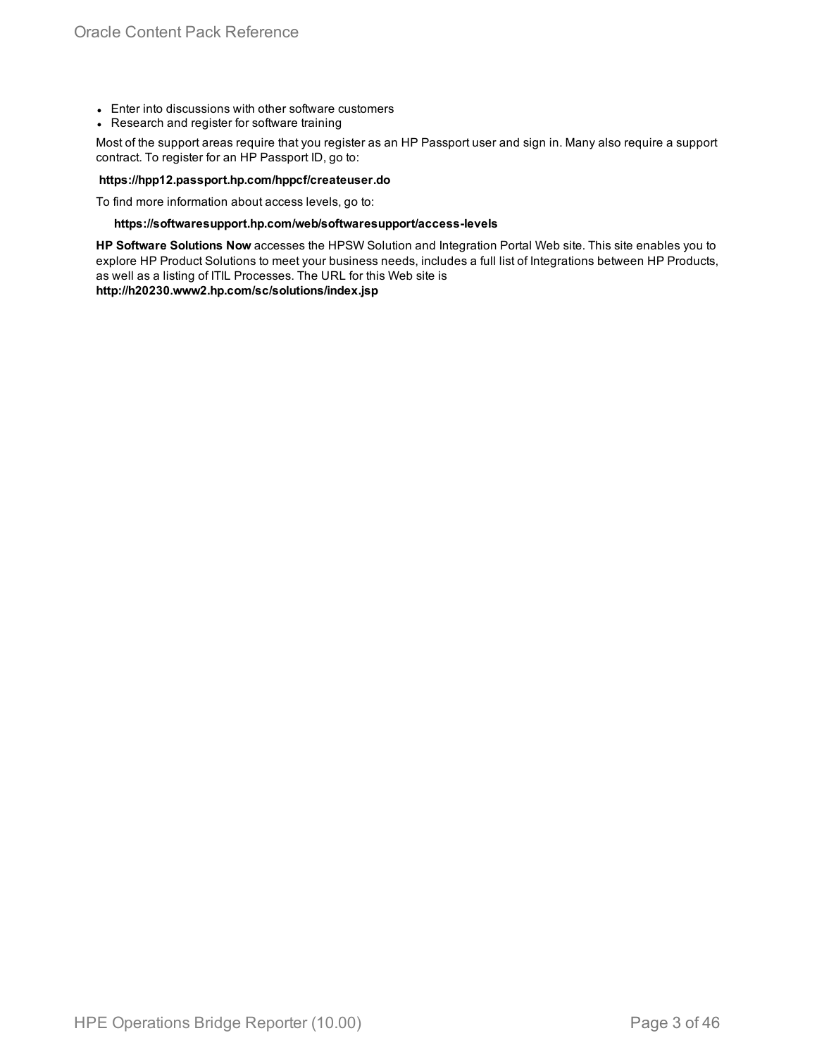- Enter into discussions with other software customers
- Research and register for software training

Most of the support areas require that you register as an HP Passport user and sign in. Many also require a support contract. To register for an HP Passport ID, go to:

**https://hpp12.passport.hp.com/hppcf/createuser.do**

To find more information about access levels, go to:

**https://softwaresupport.hp.com/web/softwaresupport/access-levels**

**HP Software Solutions Now** accesses the HPSW Solution and Integration Portal Web site. This site enables you to explore HP Product Solutions to meet your business needs, includes a full list of Integrations between HP Products, as well as a listing of ITIL Processes. The URL for this Web site is **http://h20230.www2.hp.com/sc/solutions/index.jsp**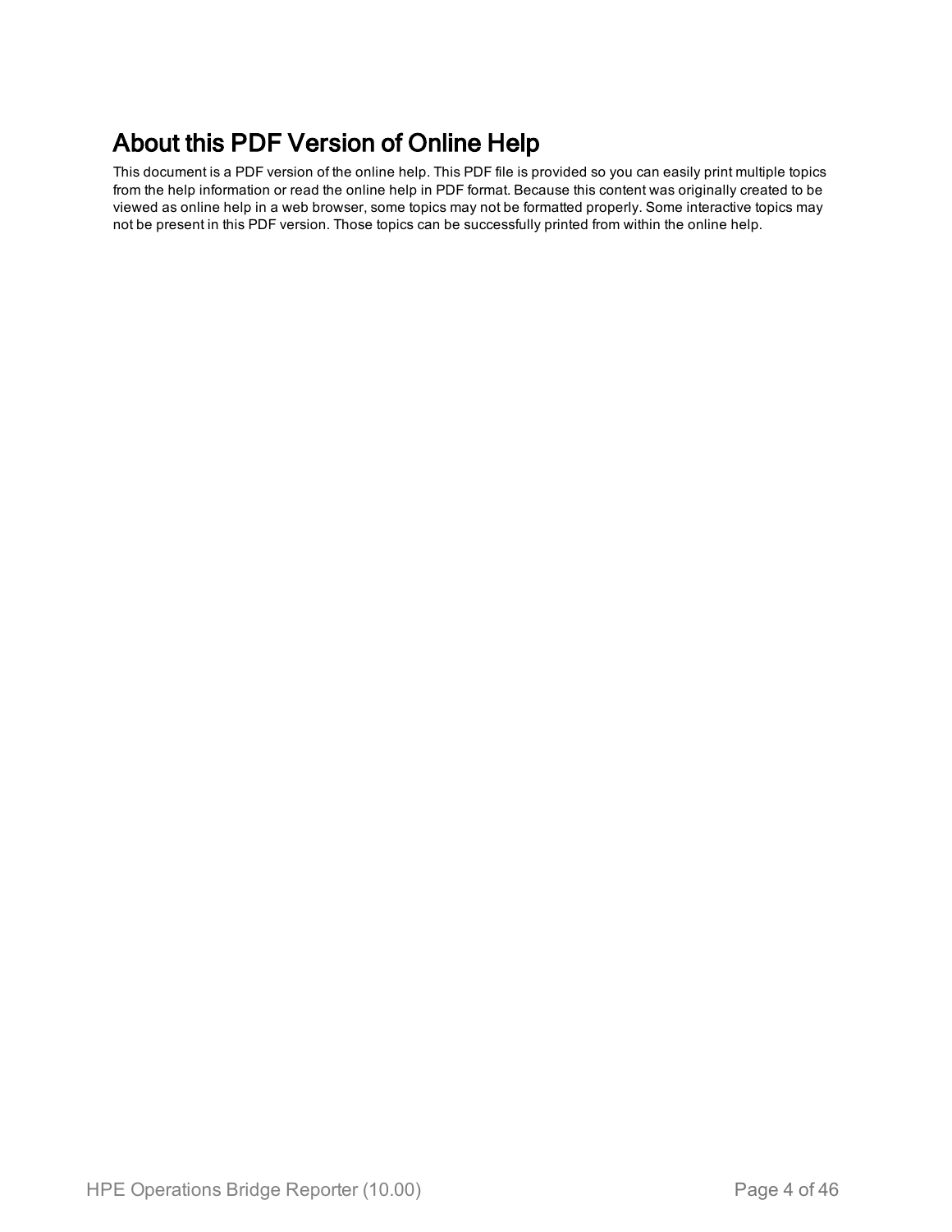# About this PDF Version of Online Help

This document is a PDF version of the online help. This PDF file is provided so you can easily print multiple topics from the help information or read the online help in PDF format. Because this content was originally created to be viewed as online help in a web browser, some topics may not be formatted properly. Some interactive topics may not be present in this PDF version. Those topics can be successfully printed from within the online help.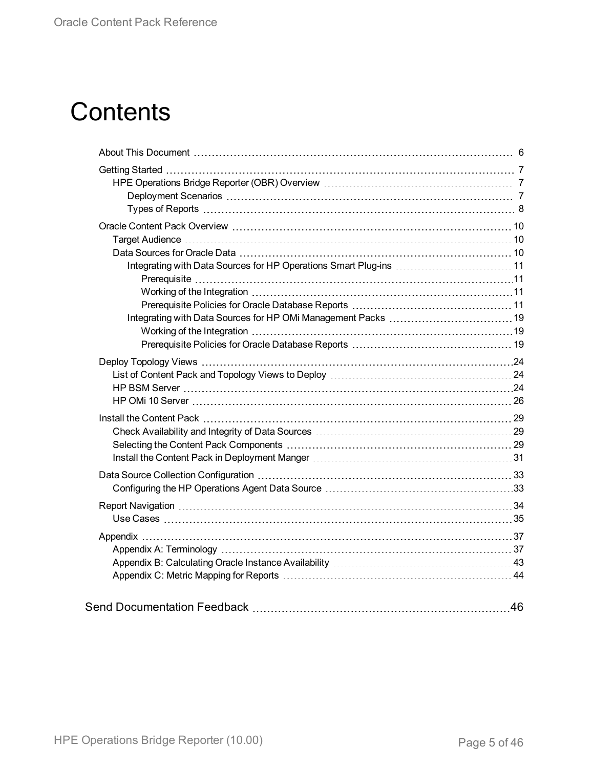# Contents

- About This Document 6
- Getting Started 7
  - HPE Operations Bridge Reporter (OBR) Overview 7
    - Deployment Scenarios 7
    - Types of Reports 8
- Oracle Content Pack Overview 10
  - Target Audience 10
  - Data Sources for Oracle Data 10
    - Integrating with Data Sources for HP Operations Smart Plug-ins 11
      - Prerequisite 11
      - Working of the Integration 11
      - Prerequisite Policies for Oracle Database Reports 11
    - Integrating with Data Sources for HP OMi Management Packs 19
      - Working of the Integration 19
      - Prerequisite Policies for Oracle Database Reports 19
- Deploy Topology Views 24
  - List of Content Pack and Topology Views to Deploy 24
  - HP BSM Server 24
  - HP OMi 10 Server 26
- Install the Content Pack 29
  - Check Availability and Integrity of Data Sources 29
  - Selecting the Content Pack Components 29
  - Install the Content Pack in Deployment Manger 31
- Data Source Collection Configuration 33
  - Configuring the HP Operations Agent Data Source 33
- Report Navigation 34
  - Use Cases 35
- Appendix 37
  - Appendix A: Terminology 37
  - Appendix B: Calculating Oracle Instance Availability 43
  - Appendix C: Metric Mapping for Reports 44

Send Documentation Feedback 46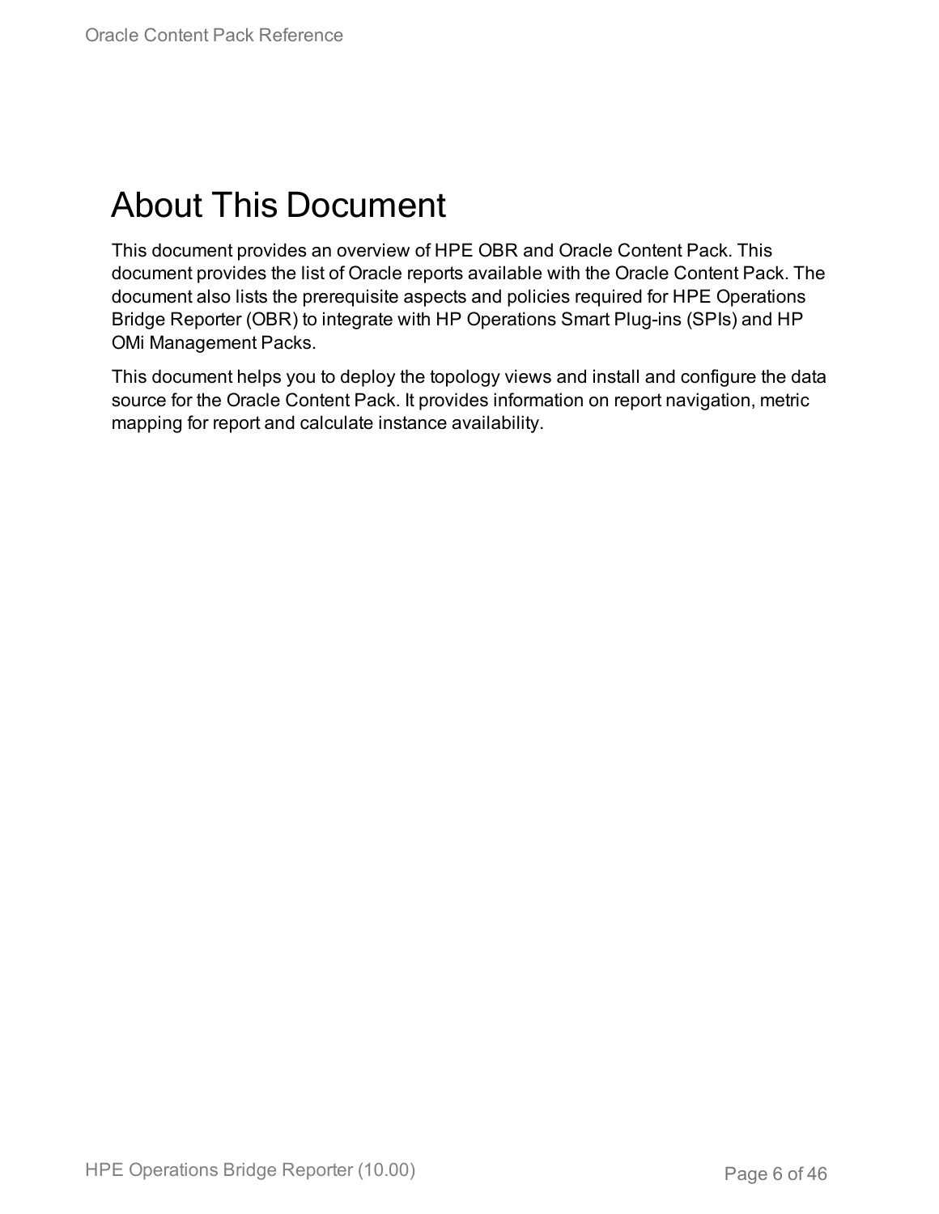# About This Document

This document provides an overview of HPE OBR and Oracle Content Pack. This document provides the list of Oracle reports available with the Oracle Content Pack. The document also lists the prerequisite aspects and policies required for HPE Operations Bridge Reporter (OBR) to integrate with HP Operations Smart Plug-ins (SPIs) and HP OMi Management Packs.

This document helps you to deploy the topology views and install and configure the data source for the Oracle Content Pack. It provides information on report navigation, metric mapping for report and calculate instance availability.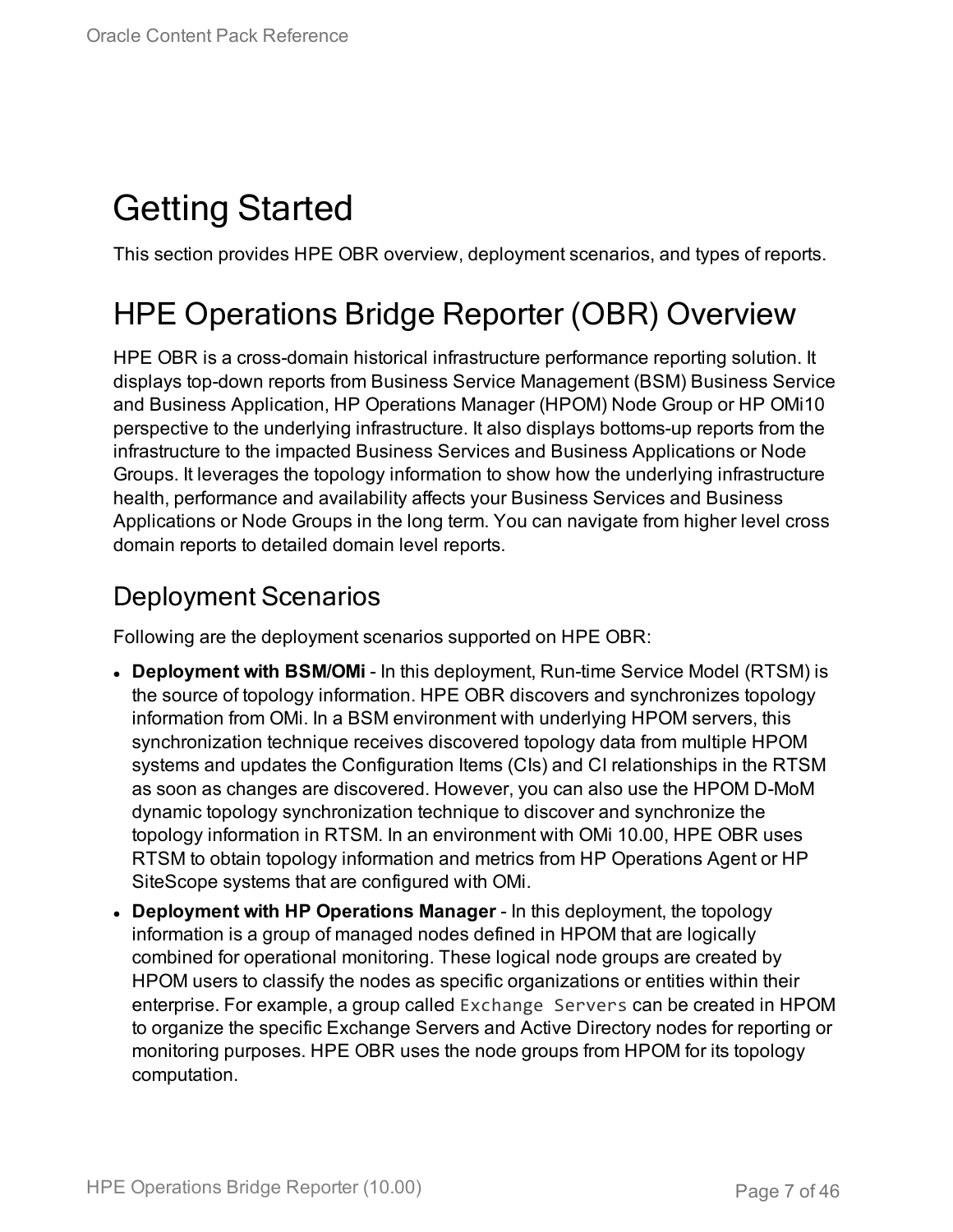# Getting Started

This section provides HPE OBR overview, deployment scenarios, and types of reports.

# HPE Operations Bridge Reporter (OBR) Overview

HPE OBR is a cross-domain historical infrastructure performance reporting solution. It displays top-down reports from Business Service Management (BSM) Business Service and Business Application, HP Operations Manager (HPOM) Node Group or HP OMi10 perspective to the underlying infrastructure. It also displays bottoms-up reports from the infrastructure to the impacted Business Services and Business Applications or Node Groups. It leverages the topology information to show how the underlying infrastructure health, performance and availability affects your Business Services and Business Applications or Node Groups in the long term. You can navigate from higher level cross domain reports to detailed domain level reports.

## Deployment Scenarios

Following are the deployment scenarios supported on HPE OBR:

- **Deployment with BSM/OMi** - In this deployment, Run-time Service Model (RTSM) is the source of topology information. HPE OBR discovers and synchronizes topology information from OMi. In a BSM environment with underlying HPOM servers, this synchronization technique receives discovered topology data from multiple HPOM systems and updates the Configuration Items (CIs) and CI relationships in the RTSM as soon as changes are discovered. However, you can also use the HPOM D-MoM dynamic topology synchronization technique to discover and synchronize the topology information in RTSM. In an environment with OMi 10.00, HPE OBR uses RTSM to obtain topology information and metrics from HP Operations Agent or HP SiteScope systems that are configured with OMi.
- **Deployment with HP Operations Manager** - In this deployment, the topology information is a group of managed nodes defined in HPOM that are logically combined for operational monitoring. These logical node groups are created by HPOM users to classify the nodes as specific organizations or entities within their enterprise. For example, a group called `Exchange Servers` can be created in HPOM to organize the specific Exchange Servers and Active Directory nodes for reporting or monitoring purposes. HPE OBR uses the node groups from HPOM for its topology computation.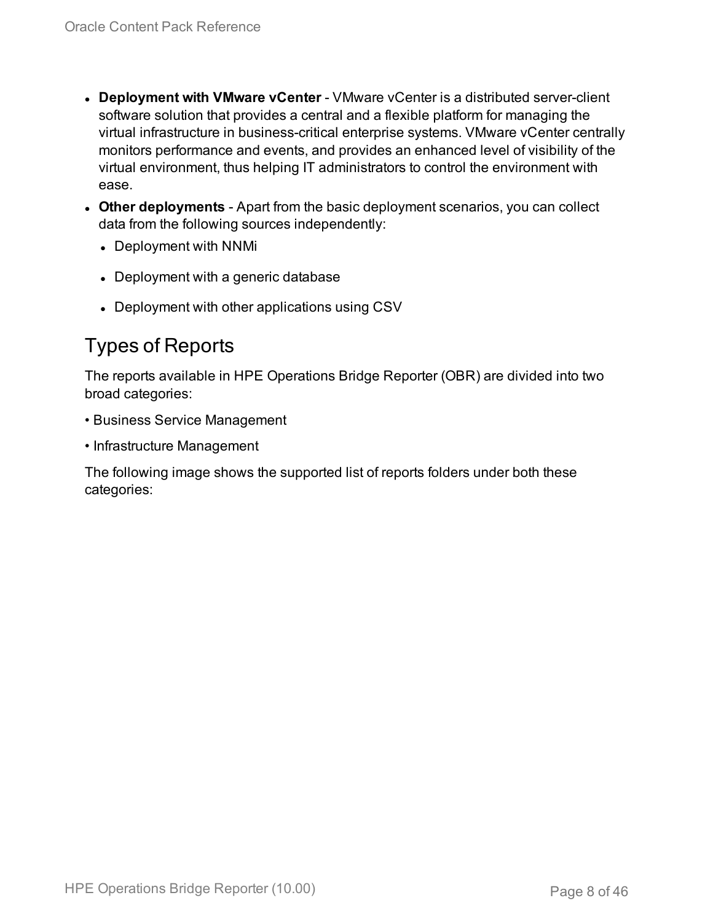- **Deployment with VMware vCenter** - VMware vCenter is a distributed server-client software solution that provides a central and a flexible platform for managing the virtual infrastructure in business-critical enterprise systems. VMware vCenter centrally monitors performance and events, and provides an enhanced level of visibility of the virtual environment, thus helping IT administrators to control the environment with ease.
- **Other deployments** - Apart from the basic deployment scenarios, you can collect data from the following sources independently:
  - Deployment with NNMi
  - Deployment with a generic database
  - Deployment with other applications using CSV

## Types of Reports

The reports available in HPE Operations Bridge Reporter (OBR) are divided into two broad categories:

• Business Service Management

• Infrastructure Management

The following image shows the supported list of reports folders under both these categories: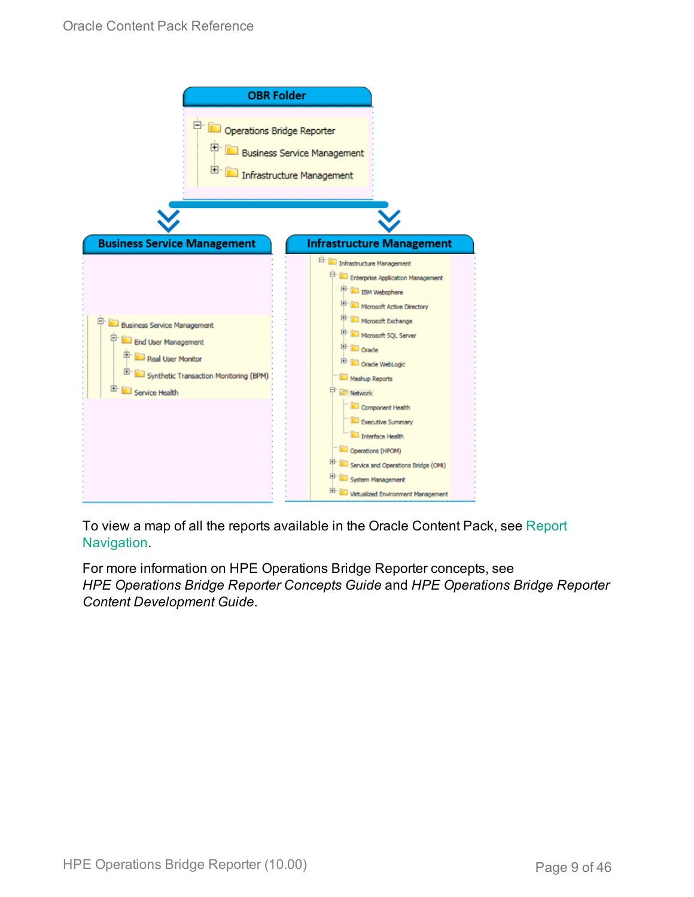OBR Folder

- Operations Bridge Reporter
  - Business Service Management
  - Infrastructure Management

Business Service Management

- Business Service Management
  - End User Management
    - Real User Monitor
    - Synthetic Transaction Monitoring (BPM)
  - Service Health

Infrastructure Management

- Infrastructure Management
  - Enterprise Application Management
    - IBM Websphere
    - Microsoft Active Directory
    - Microsoft Exchange
    - Microsoft SQL Server
    - Oracle
    - Oracle WebLogic
  - Mashup Reports
  - Network
    - Component Health
    - Executive Summary
    - Interface Health
  - Operations (HPOM)
  - Service and Operations Bridge (OMi)
  - System Management
  - Virtualized Environment Management

To view a map of all the reports available in the Oracle Content Pack, see Report Navigation.

For more information on HPE Operations Bridge Reporter concepts, see *HPE Operations Bridge Reporter Concepts Guide* and *HPE Operations Bridge Reporter Content Development Guide*.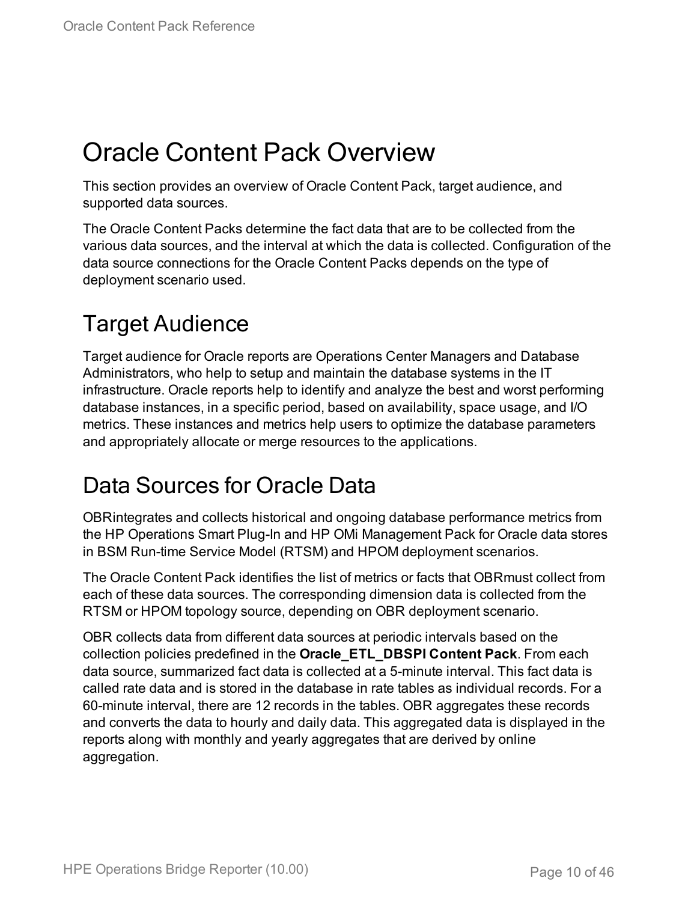# Oracle Content Pack Overview

This section provides an overview of Oracle Content Pack, target audience, and supported data sources.

The Oracle Content Packs determine the fact data that are to be collected from the various data sources, and the interval at which the data is collected. Configuration of the data source connections for the Oracle Content Packs depends on the type of deployment scenario used.

## Target Audience

Target audience for Oracle reports are Operations Center Managers and Database Administrators, who help to setup and maintain the database systems in the IT infrastructure. Oracle reports help to identify and analyze the best and worst performing database instances, in a specific period, based on availability, space usage, and I/O metrics. These instances and metrics help users to optimize the database parameters and appropriately allocate or merge resources to the applications.

## Data Sources for Oracle Data

OBRintegrates and collects historical and ongoing database performance metrics from the HP Operations Smart Plug-In and HP OMi Management Pack for Oracle data stores in BSM Run-time Service Model (RTSM) and HPOM deployment scenarios.

The Oracle Content Pack identifies the list of metrics or facts that OBRmust collect from each of these data sources. The corresponding dimension data is collected from the RTSM or HPOM topology source, depending on OBR deployment scenario.

OBR collects data from different data sources at periodic intervals based on the collection policies predefined in the **Oracle_ETL_DBSPI Content Pack**. From each data source, summarized fact data is collected at a 5-minute interval. This fact data is called rate data and is stored in the database in rate tables as individual records. For a 60-minute interval, there are 12 records in the tables. OBR aggregates these records and converts the data to hourly and daily data. This aggregated data is displayed in the reports along with monthly and yearly aggregates that are derived by online aggregation.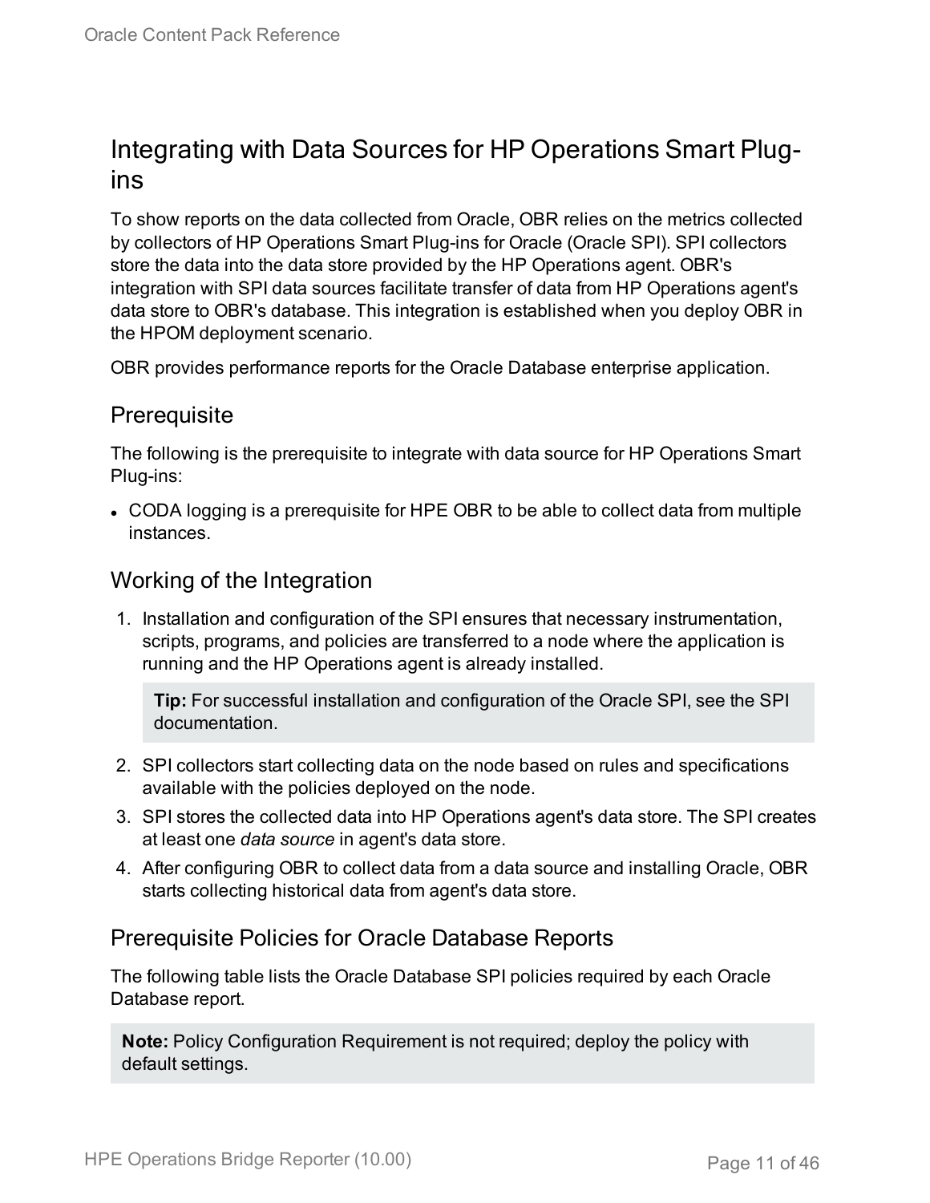## Integrating with Data Sources for HP Operations Smart Plug-ins

To show reports on the data collected from Oracle, OBR relies on the metrics collected by collectors of HP Operations Smart Plug-ins for Oracle (Oracle SPI). SPI collectors store the data into the data store provided by the HP Operations agent. OBR's integration with SPI data sources facilitate transfer of data from HP Operations agent's data store to OBR's database. This integration is established when you deploy OBR in the HPOM deployment scenario.

OBR provides performance reports for the Oracle Database enterprise application.

### Prerequisite

The following is the prerequisite to integrate with data source for HP Operations Smart Plug-ins:

- CODA logging is a prerequisite for HPE OBR to be able to collect data from multiple instances.

### Working of the Integration

1. Installation and configuration of the SPI ensures that necessary instrumentation, scripts, programs, and policies are transferred to a node where the application is running and the HP Operations agent is already installed.

   > **Tip:** For successful installation and configuration of the Oracle SPI, see the SPI documentation.

2. SPI collectors start collecting data on the node based on rules and specifications available with the policies deployed on the node.
3. SPI stores the collected data into HP Operations agent's data store. The SPI creates at least one *data source* in agent's data store.
4. After configuring OBR to collect data from a data source and installing Oracle, OBR starts collecting historical data from agent's data store.

### Prerequisite Policies for Oracle Database Reports

The following table lists the Oracle Database SPI policies required by each Oracle Database report.

> **Note:** Policy Configuration Requirement is not required; deploy the policy with default settings.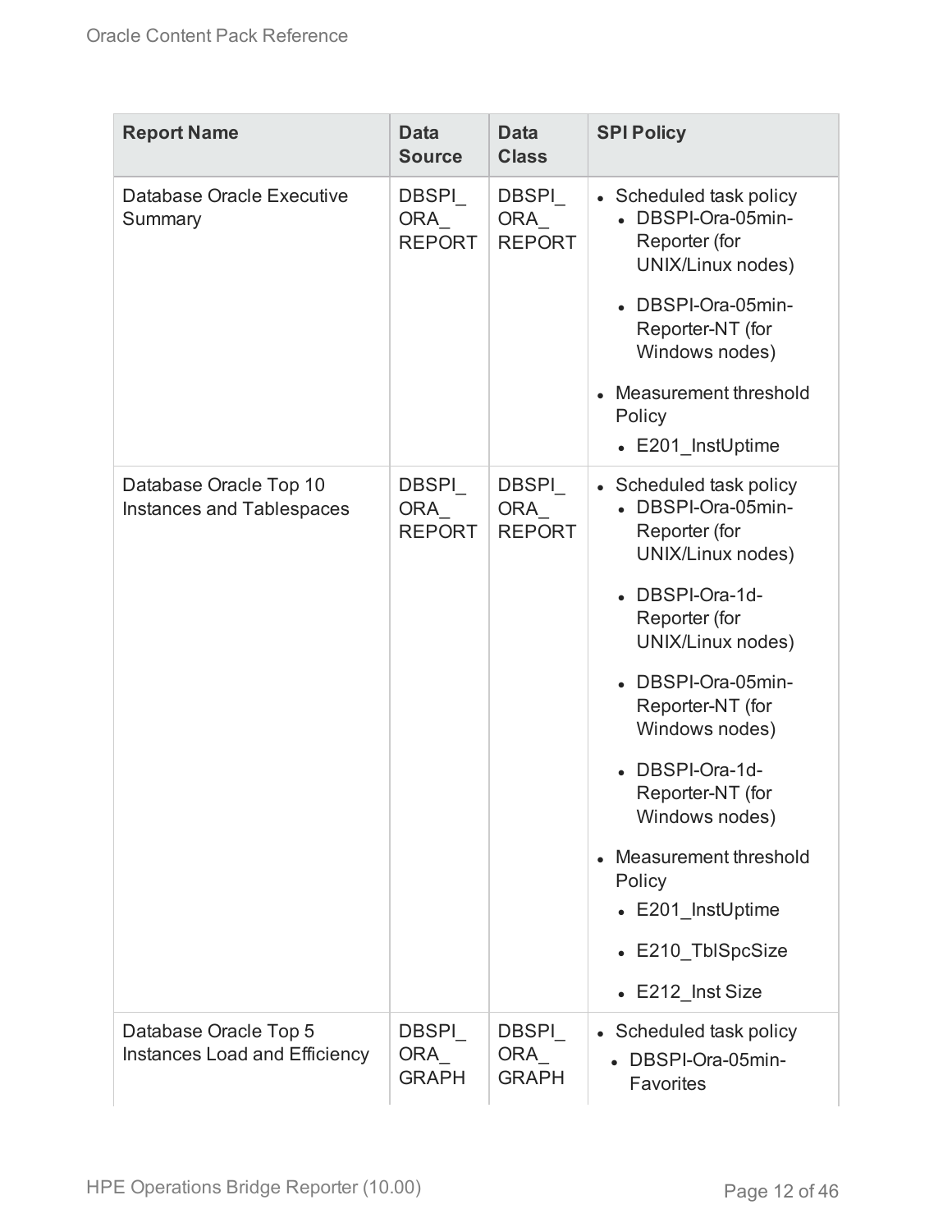| Report Name | Data Source | Data Class | SPI Policy |
|---|---|---|---|
| Database Oracle Executive Summary | DBSPI_ORA_REPORT | DBSPI_ORA_REPORT | • Scheduled task policy<br>  • DBSPI-Ora-05min-Reporter (for UNIX/Linux nodes)<br>  • DBSPI-Ora-05min-Reporter-NT (for Windows nodes)<br>• Measurement threshold Policy<br>  • E201_InstUptime |
| Database Oracle Top 10 Instances and Tablespaces | DBSPI_ORA_REPORT | DBSPI_ORA_REPORT | • Scheduled task policy<br>  • DBSPI-Ora-05min-Reporter (for UNIX/Linux nodes)<br>  • DBSPI-Ora-1d-Reporter (for UNIX/Linux nodes)<br>  • DBSPI-Ora-05min-Reporter-NT (for Windows nodes)<br>  • DBSPI-Ora-1d-Reporter-NT (for Windows nodes)<br>• Measurement threshold Policy<br>  • E201_InstUptime<br>  • E210_TblSpcSize<br>  • E212_Inst Size |
| Database Oracle Top 5 Instances Load and Efficiency | DBSPI_ORA_GRAPH | DBSPI_ORA_GRAPH | • Scheduled task policy<br>  • DBSPI-Ora-05min-Favorites |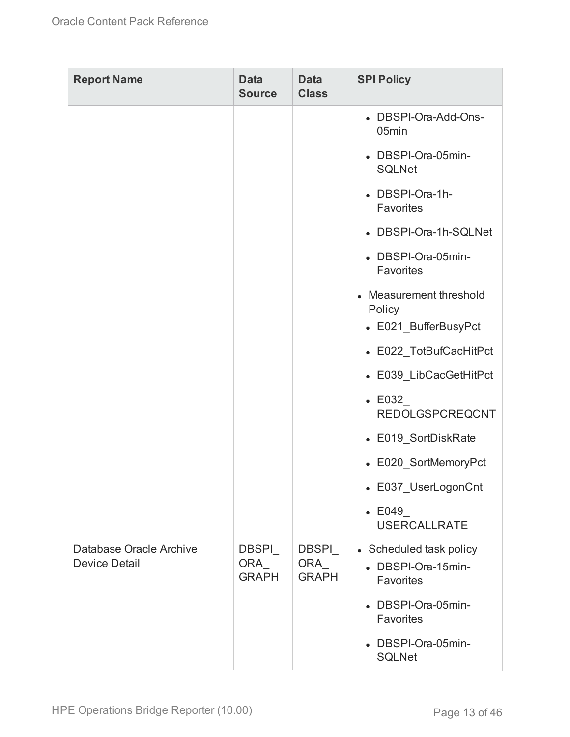| Report Name | Data Source | Data Class | SPI Policy |
| --- | --- | --- | --- |
| | | | <ul><li>DBSPI-Ora-Add-Ons-05min</li><li>DBSPI-Ora-05min-SQLNet</li><li>DBSPI-Ora-1h-Favorites</li><li>DBSPI-Ora-1h-SQLNet</li><li>DBSPI-Ora-05min-Favorites</li></ul><ul><li>Measurement threshold Policy<ul><li>E021_BufferBusyPct</li><li>E022_TotBufCacHitPct</li><li>E039_LibCacGetHitPct</li><li>E032_REDOLGSPCREQCNT</li><li>E019_SortDiskRate</li><li>E020_SortMemoryPct</li><li>E037_UserLogonCnt</li><li>E049_USERCALLRATE</li></ul></li></ul> |
| Database Oracle Archive Device Detail | DBSPI_ORA_GRAPH | DBSPI_ORA_GRAPH | <ul><li>Scheduled task policy<ul><li>DBSPI-Ora-15min-Favorites</li><li>DBSPI-Ora-05min-Favorites</li><li>DBSPI-Ora-05min-SQLNet</li></ul></li></ul> |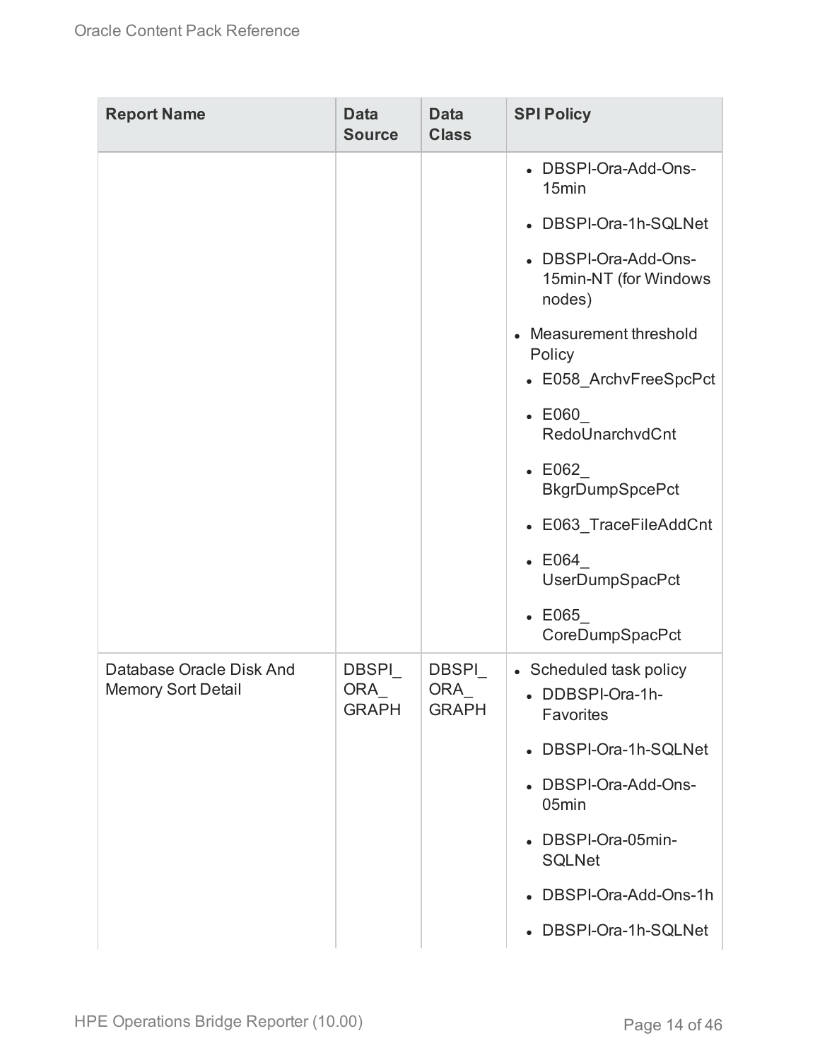| Report Name | Data Source | Data Class | SPI Policy |
|---|---|---|---|
| | | | <ul><li>DBSPI-Ora-Add-Ons-15min</li><li>DBSPI-Ora-1h-SQLNet</li><li>DBSPI-Ora-Add-Ons-15min-NT (for Windows nodes)</li></ul>• Measurement threshold Policy<ul><li>E058_ArchvFreeSpcPct</li><li>E060_RedoUnarchvdCnt</li><li>E062_BkgrDumpSpcePct</li><li>E063_TraceFileAddCnt</li><li>E064_UserDumpSpacPct</li><li>E065_CoreDumpSpacPct</li></ul> |
| Database Oracle Disk And Memory Sort Detail | DBSPI_ORA_GRAPH | DBSPI_ORA_GRAPH | • Scheduled task policy<ul><li>DDBSPI-Ora-1h-Favorites</li><li>DBSPI-Ora-1h-SQLNet</li><li>DBSPI-Ora-Add-Ons-05min</li><li>DBSPI-Ora-05min-SQLNet</li><li>DBSPI-Ora-Add-Ons-1h</li><li>DBSPI-Ora-1h-SQLNet</li></ul> |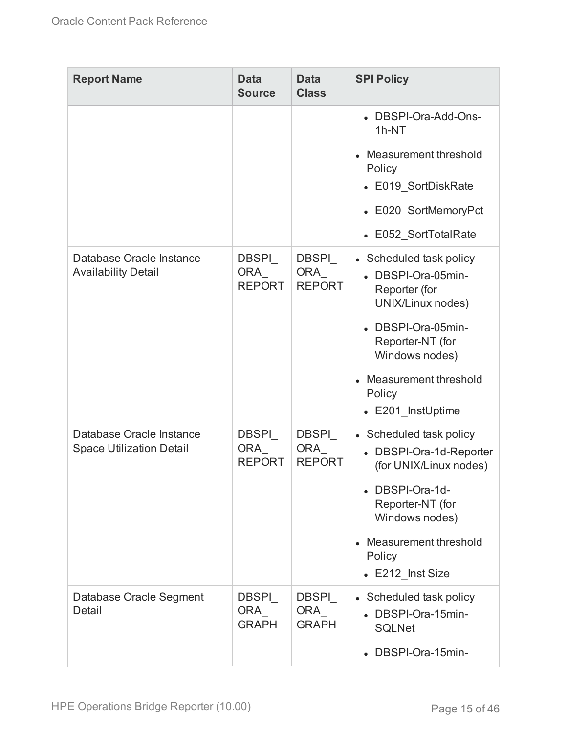| Report Name | Data Source | Data Class | SPI Policy |
|---|---|---|---|
| | | | • DBSPI-Ora-Add-Ons-1h-NT<br>• Measurement threshold Policy<br>  • E019_SortDiskRate<br>  • E020_SortMemoryPct<br>  • E052_SortTotalRate |
| Database Oracle Instance Availability Detail | DBSPI_ORA_REPORT | DBSPI_ORA_REPORT | • Scheduled task policy<br>  • DBSPI-Ora-05min-Reporter (for UNIX/Linux nodes)<br>  • DBSPI-Ora-05min-Reporter-NT (for Windows nodes)<br>• Measurement threshold Policy<br>  • E201_InstUptime |
| Database Oracle Instance Space Utilization Detail | DBSPI_ORA_REPORT | DBSPI_ORA_REPORT | • Scheduled task policy<br>  • DBSPI-Ora-1d-Reporter (for UNIX/Linux nodes)<br>  • DBSPI-Ora-1d-Reporter-NT (for Windows nodes)<br>• Measurement threshold Policy<br>  • E212_Inst Size |
| Database Oracle Segment Detail | DBSPI_ORA_GRAPH | DBSPI_ORA_GRAPH | • Scheduled task policy<br>  • DBSPI-Ora-15min-SQLNet<br>  • DBSPI-Ora-15min- |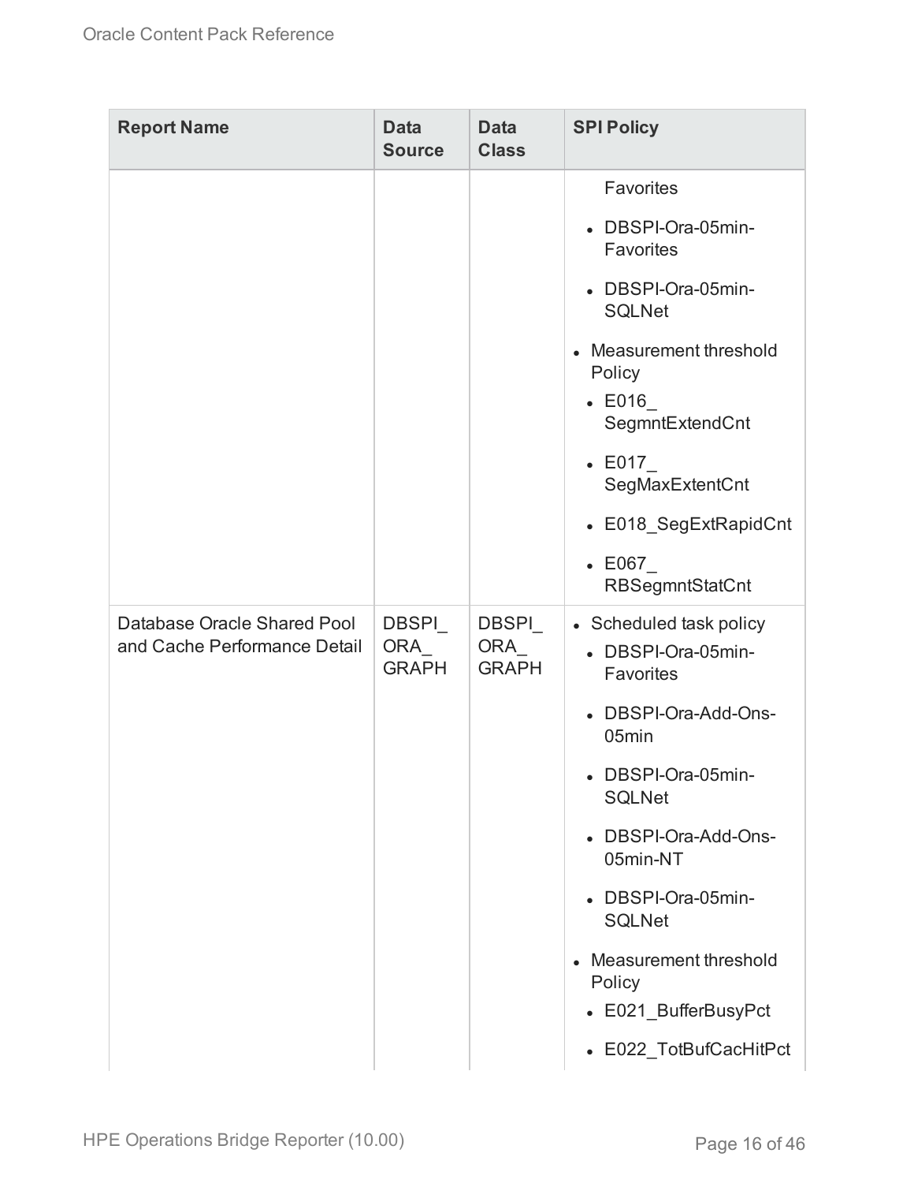| Report Name | Data Source | Data Class | SPI Policy |
|---|---|---|---|
| | | | Favorites<br>• DBSPI-Ora-05min-Favorites<br>• DBSPI-Ora-05min-SQLNet<br>• Measurement threshold Policy<br>  • E016_SegmntExtendCnt<br>  • E017_SegMaxExtentCnt<br>  • E018_SegExtRapidCnt<br>  • E067_RBSegmntStatCnt |
| Database Oracle Shared Pool and Cache Performance Detail | DBSPI_ORA_GRAPH | DBSPI_ORA_GRAPH | • Scheduled task policy<br>  • DBSPI-Ora-05min-Favorites<br>  • DBSPI-Ora-Add-Ons-05min<br>  • DBSPI-Ora-05min-SQLNet<br>  • DBSPI-Ora-Add-Ons-05min-NT<br>  • DBSPI-Ora-05min-SQLNet<br>• Measurement threshold Policy<br>  • E021_BufferBusyPct<br>  • E022_TotBufCacHitPct |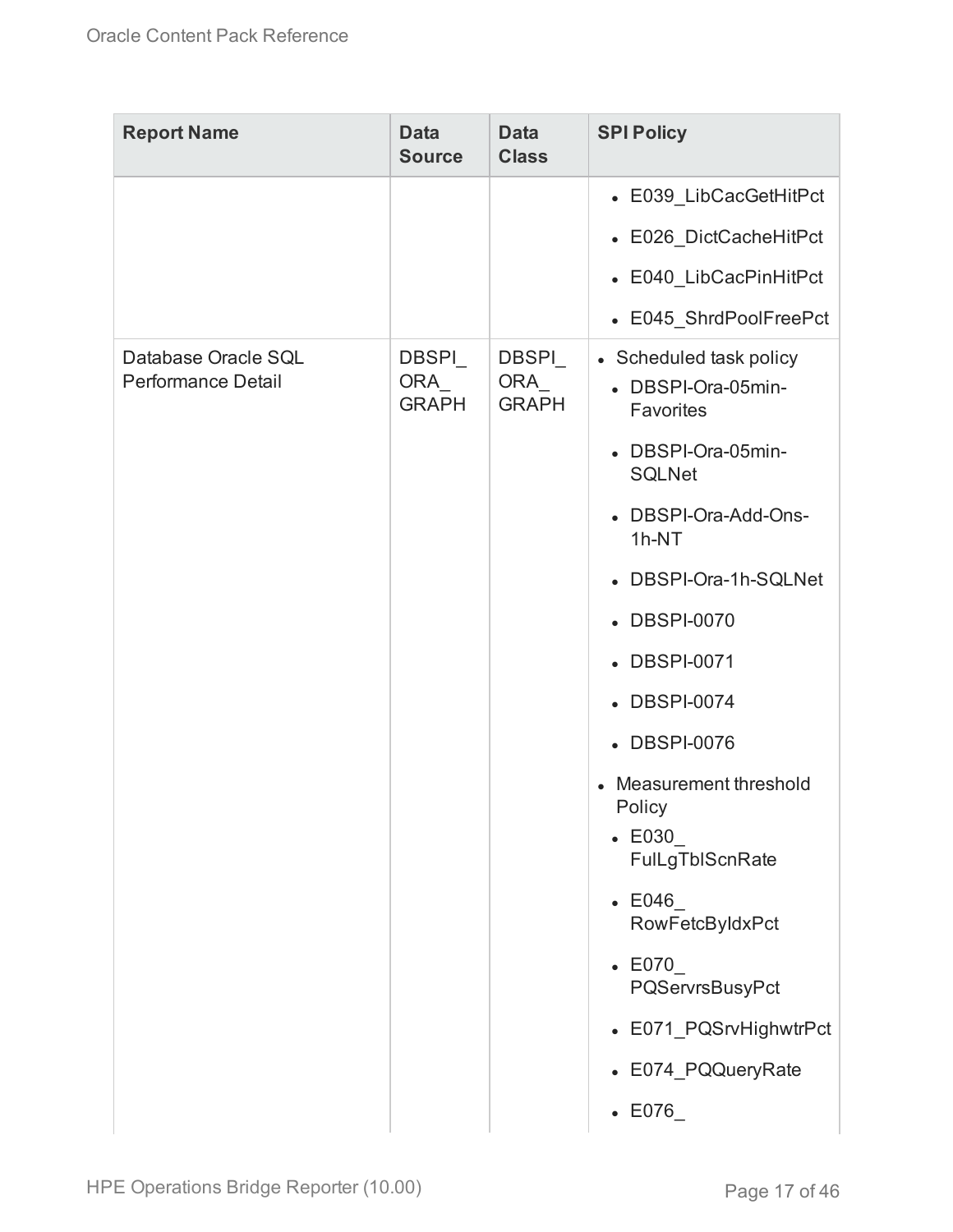| Report Name | Data Source | Data Class | SPI Policy |
|---|---|---|---|
| | | | <ul><li>E039_LibCacGetHitPct</li><li>E026_DictCacheHitPct</li><li>E040_LibCacPinHitPct</li><li>E045_ShrdPoolFreePct</li></ul> |
| Database Oracle SQL Performance Detail | DBSPI_ORA_GRAPH | DBSPI_ORA_GRAPH | <ul><li>Scheduled task policy<ul><li>DBSPI-Ora-05min-Favorites</li><li>DBSPI-Ora-05min-SQLNet</li><li>DBSPI-Ora-Add-Ons-1h-NT</li><li>DBSPI-Ora-1h-SQLNet</li><li>DBSPI-0070</li><li>DBSPI-0071</li><li>DBSPI-0074</li><li>DBSPI-0076</li></ul></li><li>Measurement threshold Policy<ul><li>E030_FulLgTblScnRate</li><li>E046_RowFetcByIdxPct</li><li>E070_PQServrsBusyPct</li><li>E071_PQSrvHighwtrPct</li><li>E074_PQQueryRate</li><li>E076_</li></ul></li></ul> |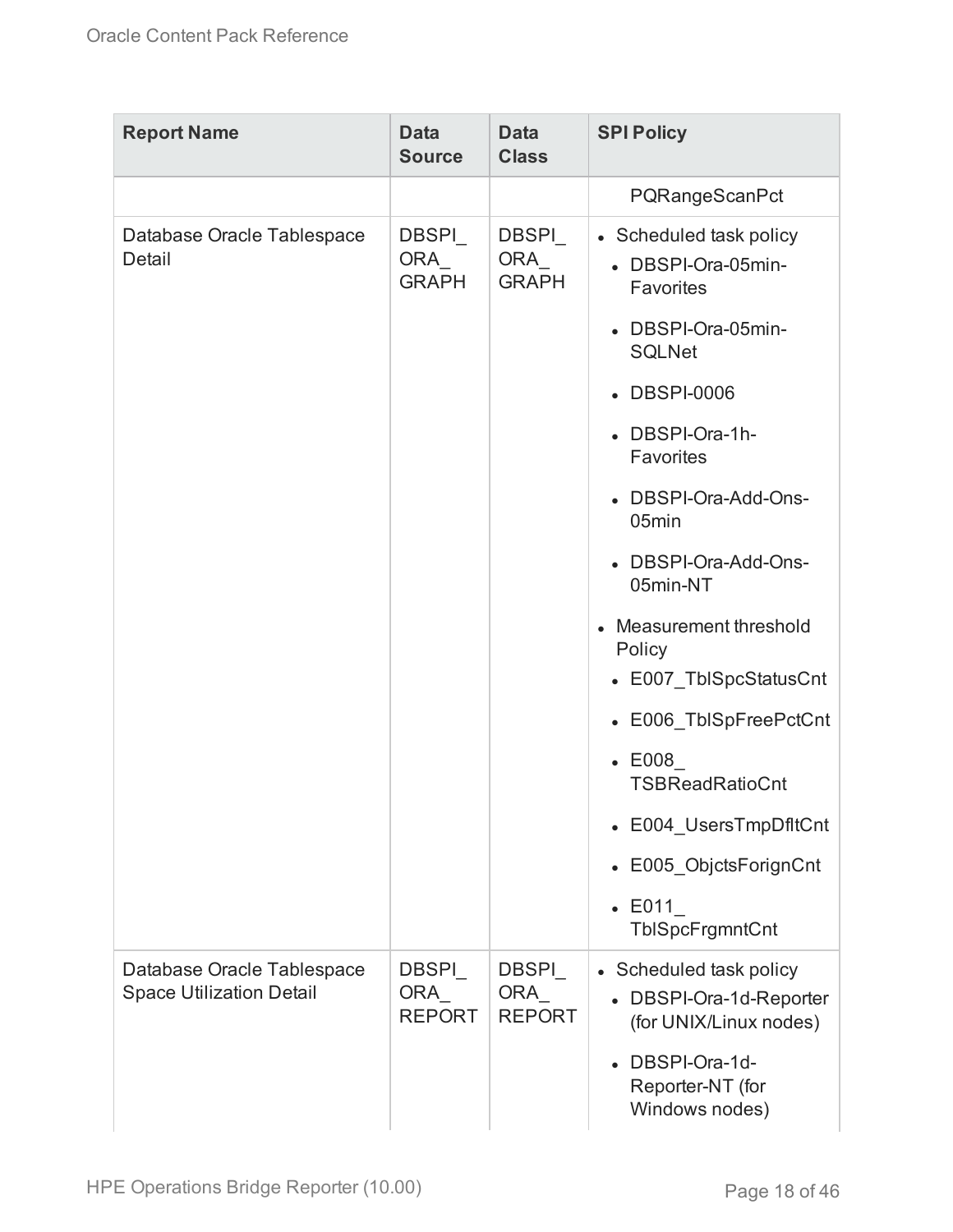| Report Name | Data Source | Data Class | SPI Policy |
|---|---|---|---|
| | | | PQRangeScanPct |
| Database Oracle Tablespace Detail | DBSPI_ORA_GRAPH | DBSPI_ORA_GRAPH | • Scheduled task policy<br>  • DBSPI-Ora-05min-Favorites<br>  • DBSPI-Ora-05min-SQLNet<br>  • DBSPI-0006<br>  • DBSPI-Ora-1h-Favorites<br>  • DBSPI-Ora-Add-Ons-05min<br>  • DBSPI-Ora-Add-Ons-05min-NT<br>• Measurement threshold Policy<br>  • E007_TblSpcStatusCnt<br>  • E006_TblSpFreePctCnt<br>  • E008_TSBReadRatioCnt<br>  • E004_UsersTmpDfltCnt<br>  • E005_ObjctsForignCnt<br>  • E011_TblSpcFrgmntCnt |
| Database Oracle Tablespace Space Utilization Detail | DBSPI_ORA_REPORT | DBSPI_ORA_REPORT | • Scheduled task policy<br>  • DBSPI-Ora-1d-Reporter (for UNIX/Linux nodes)<br>  • DBSPI-Ora-1d-Reporter-NT (for Windows nodes) |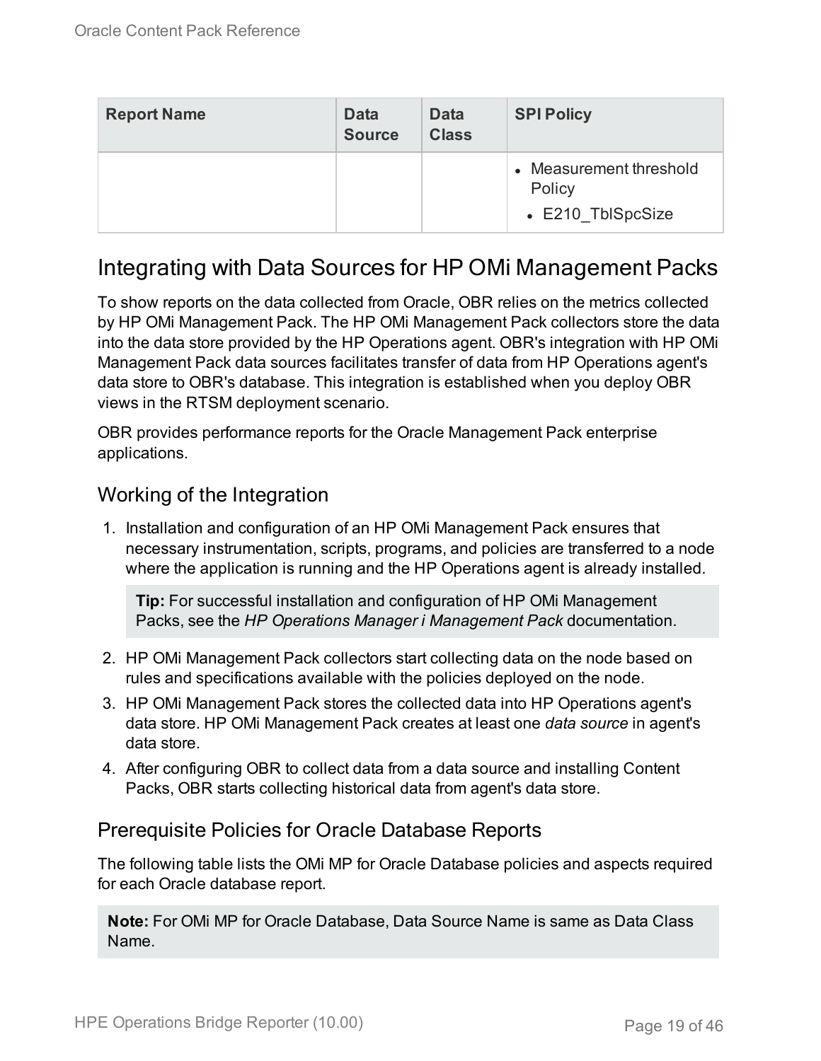| Report Name | Data Source | Data Class | SPI Policy |
|---|---|---|---|
| | | | • Measurement threshold Policy<br>• E210_TblSpcSize |

## Integrating with Data Sources for HP OMi Management Packs

To show reports on the data collected from Oracle, OBR relies on the metrics collected by HP OMi Management Pack. The HP OMi Management Pack collectors store the data into the data store provided by the HP Operations agent. OBR's integration with HP OMi Management Pack data sources facilitates transfer of data from HP Operations agent's data store to OBR's database. This integration is established when you deploy OBR views in the RTSM deployment scenario.

OBR provides performance reports for the Oracle Management Pack enterprise applications.

### Working of the Integration

1. Installation and configuration of an HP OMi Management Pack ensures that necessary instrumentation, scripts, programs, and policies are transferred to a node where the application is running and the HP Operations agent is already installed.

   **Tip:** For successful installation and configuration of HP OMi Management Packs, see the *HP Operations Manager i Management Pack* documentation.

2. HP OMi Management Pack collectors start collecting data on the node based on rules and specifications available with the policies deployed on the node.
3. HP OMi Management Pack stores the collected data into HP Operations agent's data store. HP OMi Management Pack creates at least one *data source* in agent's data store.
4. After configuring OBR to collect data from a data source and installing Content Packs, OBR starts collecting historical data from agent's data store.

### Prerequisite Policies for Oracle Database Reports

The following table lists the OMi MP for Oracle Database policies and aspects required for each Oracle database report.

**Note:** For OMi MP for Oracle Database, Data Source Name is same as Data Class Name.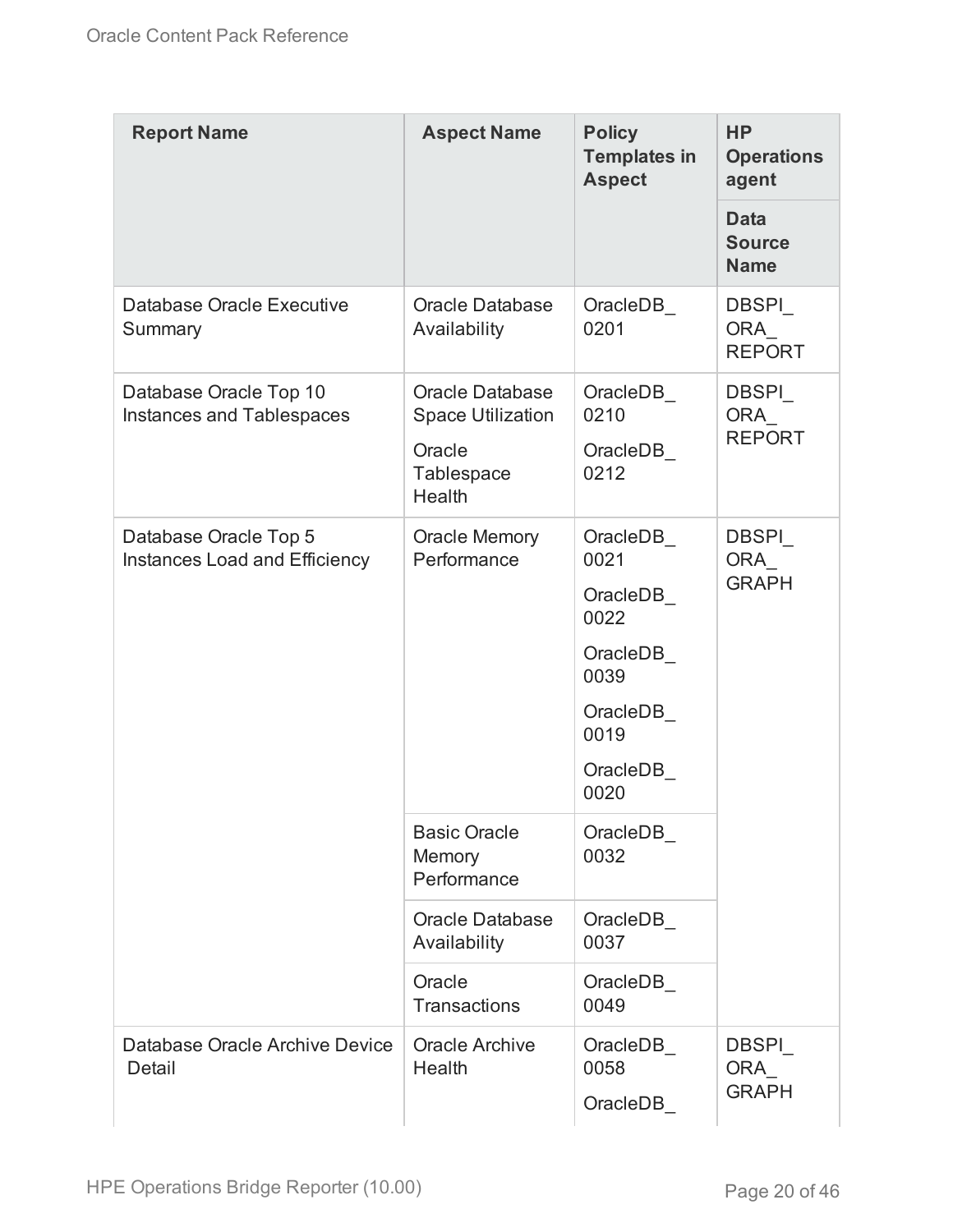| Report Name | Aspect Name | Policy Templates in Aspect | HP Operations agent |
|---|---|---|---|
| | | | Data Source Name |
| Database Oracle Executive Summary | Oracle Database Availability | OracleDB_ 0201 | DBSPI_ ORA_ REPORT |
| Database Oracle Top 10 Instances and Tablespaces | Oracle Database Space Utilization<br>Oracle Tablespace Health | OracleDB_ 0210<br>OracleDB_ 0212 | DBSPI_ ORA_ REPORT |
| Database Oracle Top 5 Instances Load and Efficiency | Oracle Memory Performance | OracleDB_ 0021<br>OracleDB_ 0022<br>OracleDB_ 0039<br>OracleDB_ 0019<br>OracleDB_ 0020 | DBSPI_ ORA_ GRAPH |
| | Basic Oracle Memory Performance | OracleDB_ 0032 | |
| | Oracle Database Availability | OracleDB_ 0037 | |
| | Oracle Transactions | OracleDB_ 0049 | |
| Database Oracle Archive Device Detail | Oracle Archive Health | OracleDB_ 0058<br>OracleDB_ | DBSPI_ ORA_ GRAPH |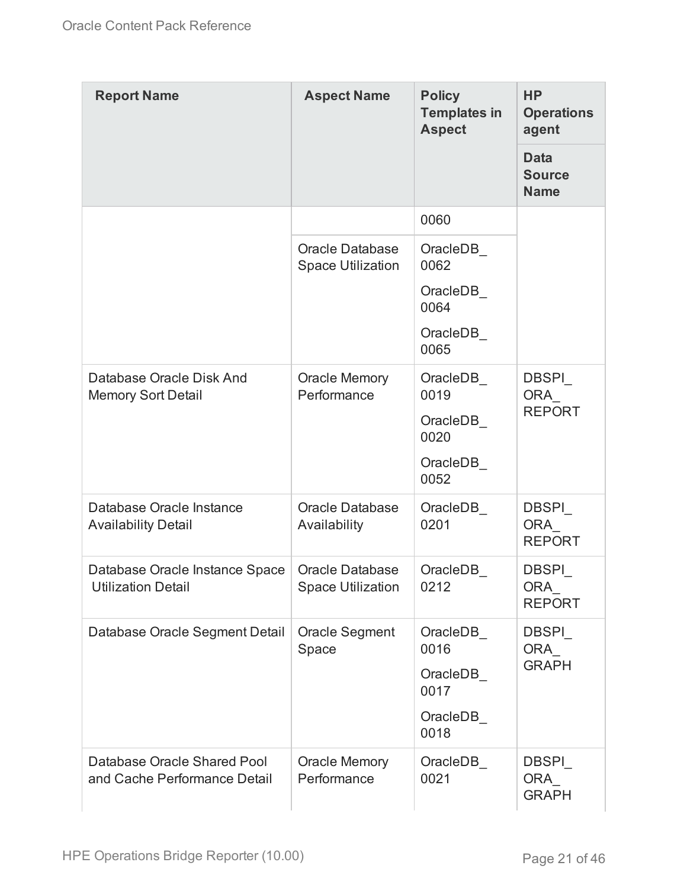| Report Name | Aspect Name | Policy Templates in Aspect | HP Operations agent |
|---|---|---|---|
| | | | Data Source Name |
| | | 0060 | |
| | Oracle Database Space Utilization | OracleDB_0062<br>OracleDB_0064<br>OracleDB_0065 | |
| Database Oracle Disk And Memory Sort Detail | Oracle Memory Performance | OracleDB_0019<br>OracleDB_0020<br>OracleDB_0052 | DBSPI_ORA_REPORT |
| Database Oracle Instance Availability Detail | Oracle Database Availability | OracleDB_0201 | DBSPI_ORA_REPORT |
| Database Oracle Instance Space Utilization Detail | Oracle Database Space Utilization | OracleDB_0212 | DBSPI_ORA_REPORT |
| Database Oracle Segment Detail | Oracle Segment Space | OracleDB_0016<br>OracleDB_0017<br>OracleDB_0018 | DBSPI_ORA_GRAPH |
| Database Oracle Shared Pool and Cache Performance Detail | Oracle Memory Performance | OracleDB_0021 | DBSPI_ORA_GRAPH |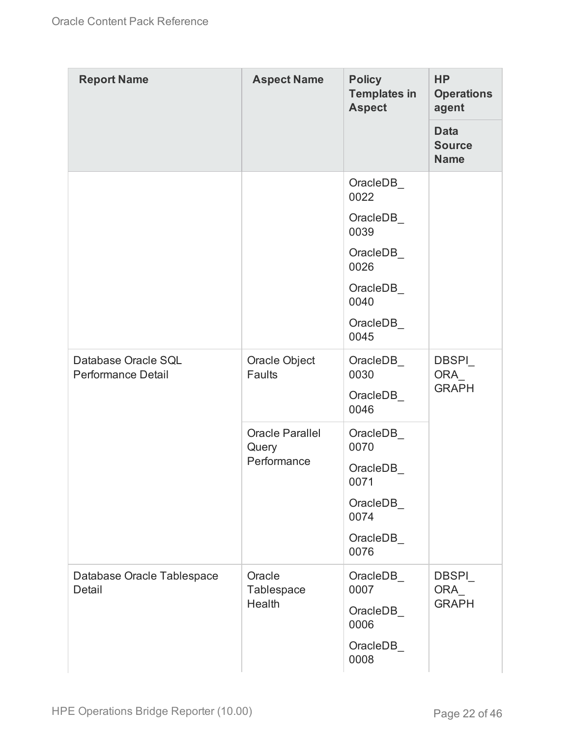| Report Name | Aspect Name | Policy Templates in Aspect | HP Operations agent |
|---|---|---|---|
| | | | Data Source Name |
| | | OracleDB_0022<br>OracleDB_0039<br>OracleDB_0026<br>OracleDB_0040<br>OracleDB_0045 | |
| Database Oracle SQL Performance Detail | Oracle Object Faults | OracleDB_0030<br>OracleDB_0046 | DBSPI_ORA_GRAPH |
| | Oracle Parallel Query Performance | OracleDB_0070<br>OracleDB_0071<br>OracleDB_0074<br>OracleDB_0076 | |
| Database Oracle Tablespace Detail | Oracle Tablespace Health | OracleDB_0007<br>OracleDB_0006<br>OracleDB_0008 | DBSPI_ORA_GRAPH |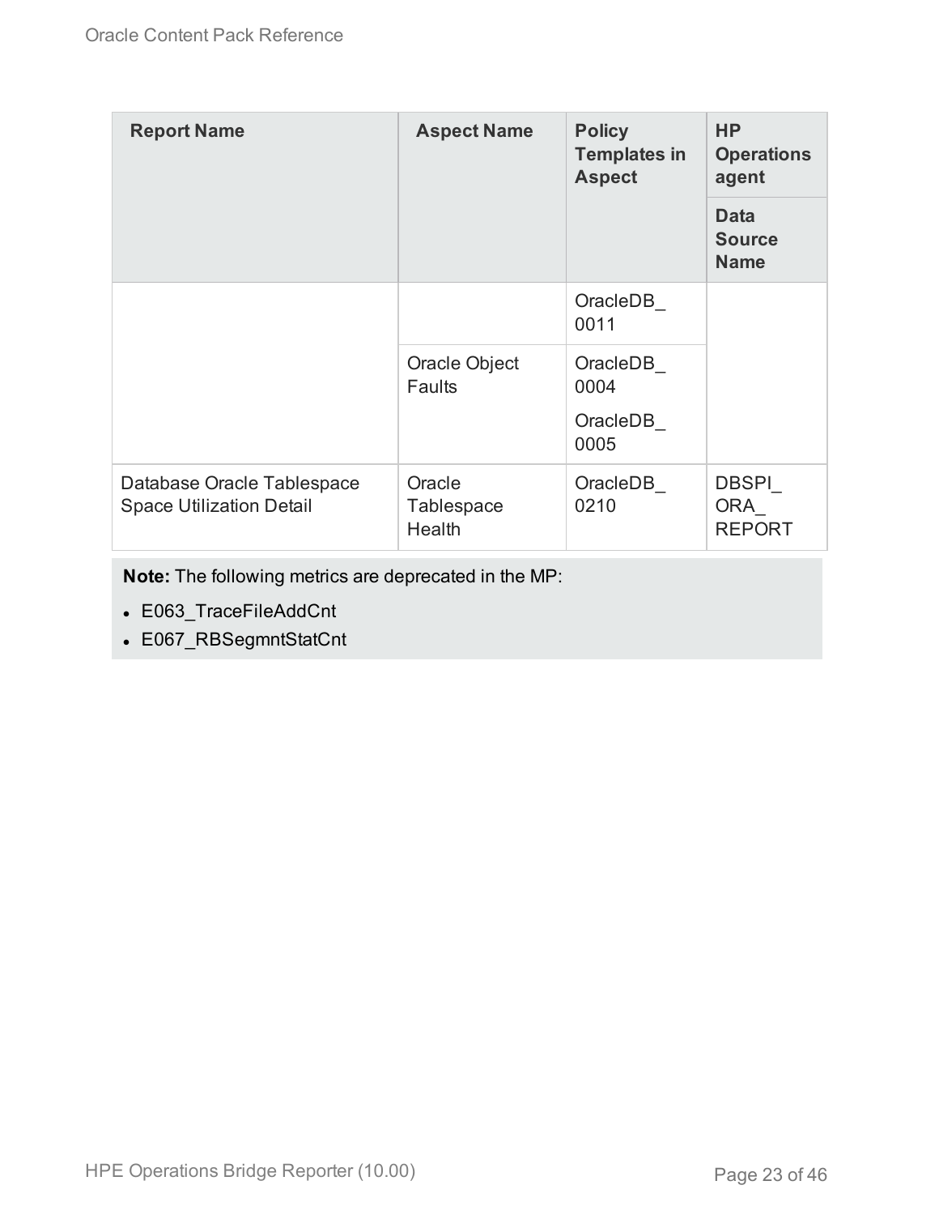| Report Name | Aspect Name | Policy Templates in Aspect | HP Operations agent |
|---|---|---|---|
| | | | Data Source Name |
| | | OracleDB_0011 | |
| | Oracle Object Faults | OracleDB_0004 | |
| | | OracleDB_0005 | |
| Database Oracle Tablespace Space Utilization Detail | Oracle Tablespace Health | OracleDB_0210 | DBSPI_ORA_REPORT |

**Note:** The following metrics are deprecated in the MP:

- E063_TraceFileAddCnt
- E067_RBSegmntStatCnt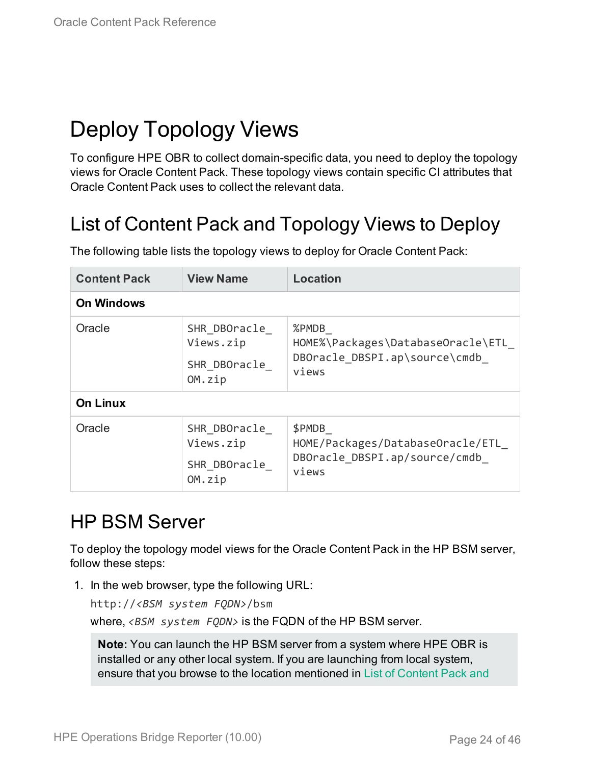# Deploy Topology Views

To configure HPE OBR to collect domain-specific data, you need to deploy the topology views for Oracle Content Pack. These topology views contain specific CI attributes that Oracle Content Pack uses to collect the relevant data.

## List of Content Pack and Topology Views to Deploy

The following table lists the topology views to deploy for Oracle Content Pack:

| Content Pack | View Name | Location |
|---|---|---|
| **On Windows** | | |
| Oracle | SHR_DBOracle_Views.zip<br>SHR_DBOracle_OM.zip | %PMDB_HOME%\Packages\DatabaseOracle\ETL_DBOracle_DBSPI.ap\source\cmdb_views |
| **On Linux** | | |
| Oracle | SHR_DBOracle_Views.zip<br>SHR_DBOracle_OM.zip | $PMDB_HOME/Packages/DatabaseOracle/ETL_DBOracle_DBSPI.ap/source/cmdb_views |

## HP BSM Server

To deploy the topology model views for the Oracle Content Pack in the HP BSM server, follow these steps:

1. In the web browser, type the following URL:

   `http://<BSM system FQDN>/bsm`

   where, *<BSM system FQDN>* is the FQDN of the HP BSM server.

   > **Note:** You can launch the HP BSM server from a system where HPE OBR is installed or any other local system. If you are launching from local system, ensure that you browse to the location mentioned in List of Content Pack and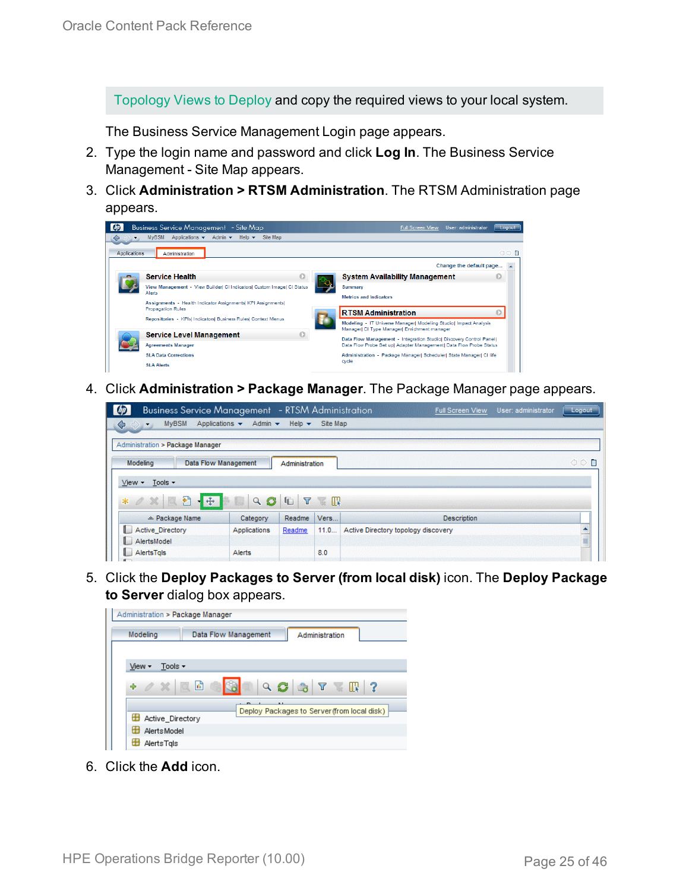Topology Views to Deploy and copy the required views to your local system.

The Business Service Management Login page appears.

2. Type the login name and password and click **Log In**. The Business Service Management - Site Map appears.
3. Click **Administration > RTSM Administration**. The RTSM Administration page appears.
4. Click **Administration > Package Manager**. The Package Manager page appears.
5. Click the **Deploy Packages to Server (from local disk)** icon. The **Deploy Package to Server** dialog box appears.
6. Click the **Add** icon.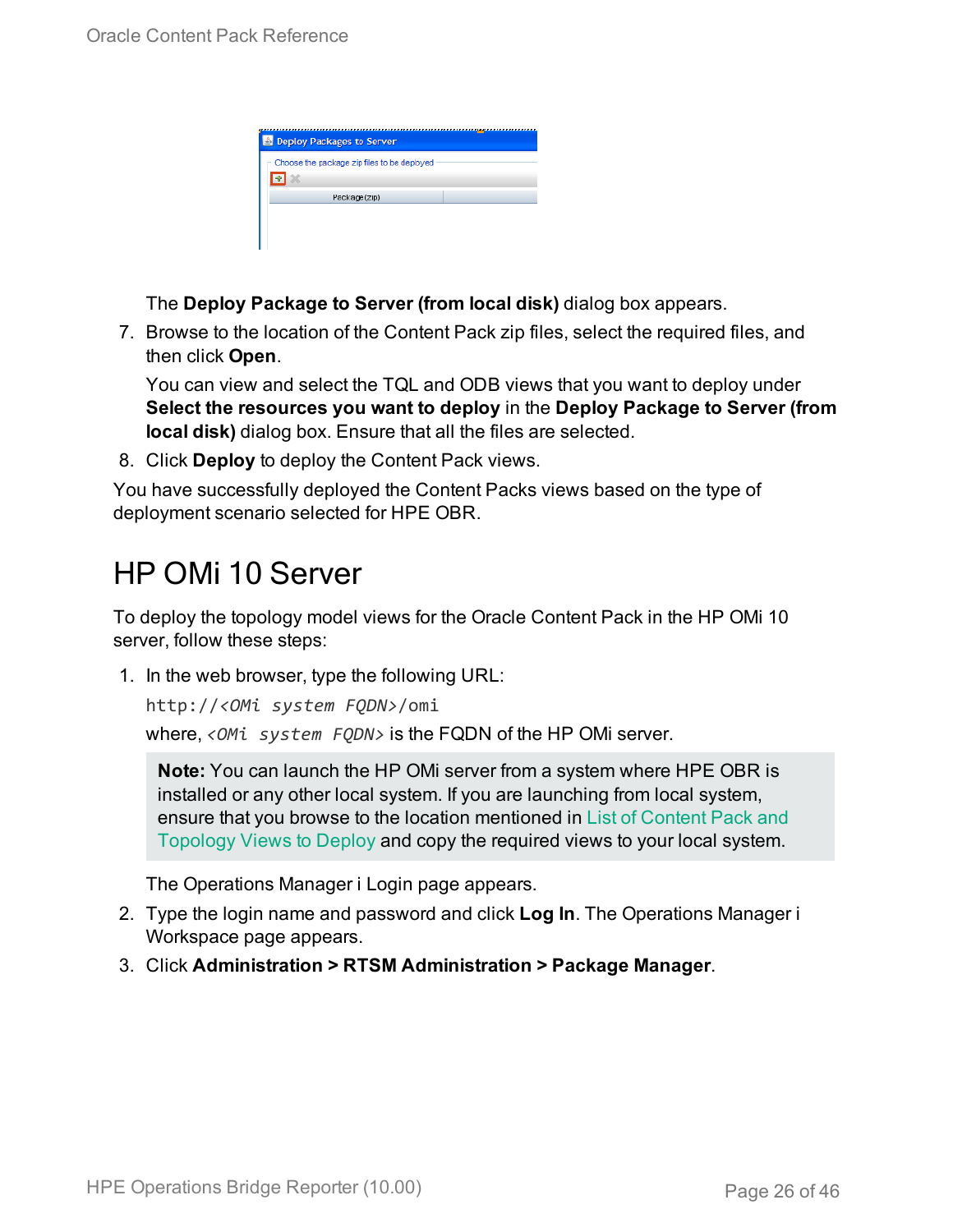The **Deploy Package to Server (from local disk)** dialog box appears.

7. Browse to the location of the Content Pack zip files, select the required files, and then click **Open**.

   You can view and select the TQL and ODB views that you want to deploy under **Select the resources you want to deploy** in the **Deploy Package to Server (from local disk)** dialog box. Ensure that all the files are selected.

8. Click **Deploy** to deploy the Content Pack views.

You have successfully deployed the Content Packs views based on the type of deployment scenario selected for HPE OBR.

# HP OMi 10 Server

To deploy the topology model views for the Oracle Content Pack in the HP OMi 10 server, follow these steps:

1. In the web browser, type the following URL:

   `http://<OMi system FQDN>/omi`

   where, *<OMi system FQDN>* is the FQDN of the HP OMi server.

   > **Note:** You can launch the HP OMi server from a system where HPE OBR is installed or any other local system. If you are launching from local system, ensure that you browse to the location mentioned in List of Content Pack and Topology Views to Deploy and copy the required views to your local system.

   The Operations Manager i Login page appears.

2. Type the login name and password and click **Log In**. The Operations Manager i Workspace page appears.

3. Click **Administration > RTSM Administration > Package Manager**.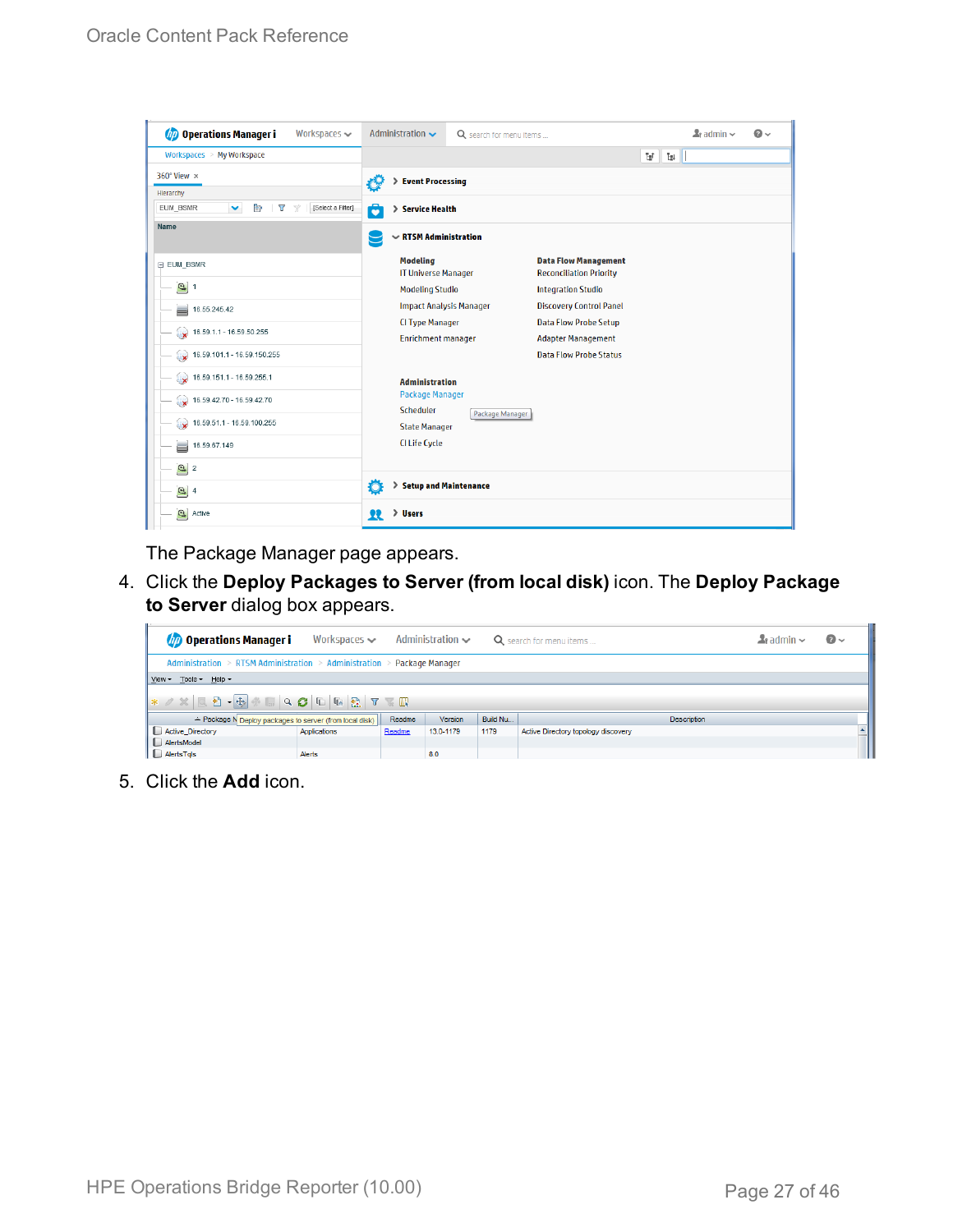The Package Manager page appears.

4. Click the **Deploy Packages to Server (from local disk)** icon. The **Deploy Package to Server** dialog box appears.

5. Click the **Add** icon.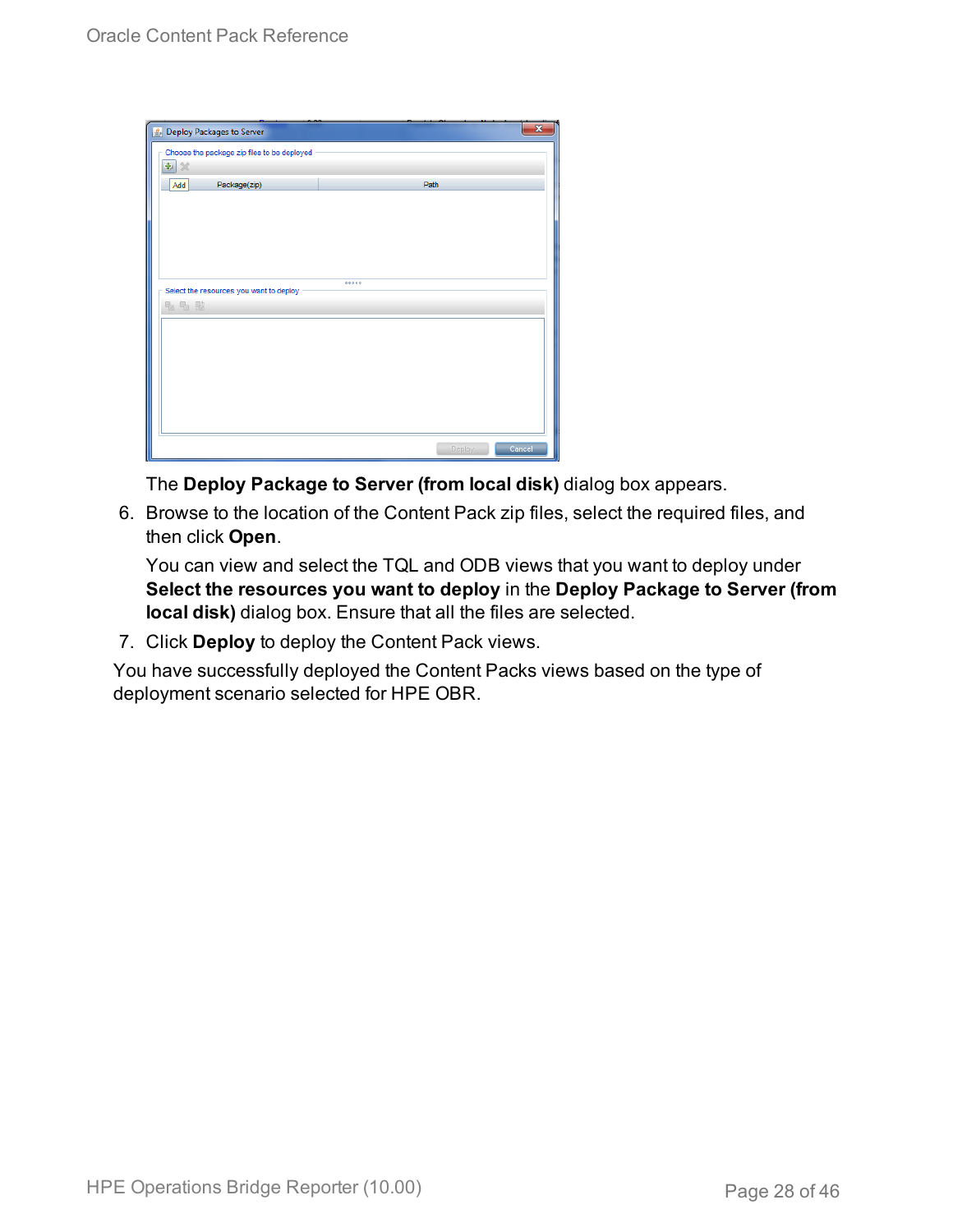The **Deploy Package to Server (from local disk)** dialog box appears.

6. Browse to the location of the Content Pack zip files, select the required files, and then click **Open**.

   You can view and select the TQL and ODB views that you want to deploy under **Select the resources you want to deploy** in the **Deploy Package to Server (from local disk)** dialog box. Ensure that all the files are selected.

7. Click **Deploy** to deploy the Content Pack views.

You have successfully deployed the Content Packs views based on the type of deployment scenario selected for HPE OBR.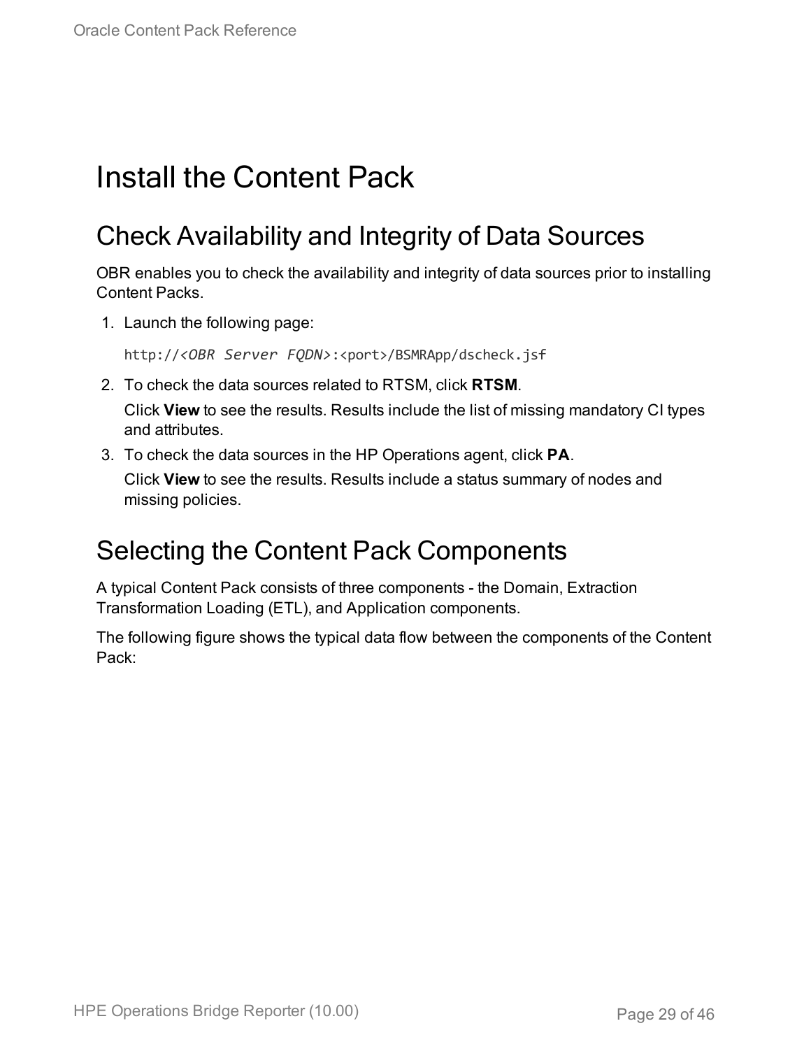# Install the Content Pack

## Check Availability and Integrity of Data Sources

OBR enables you to check the availability and integrity of data sources prior to installing Content Packs.

1. Launch the following page:

   `http://<OBR Server FQDN>:<port>/BSMRApp/dscheck.jsf`

2. To check the data sources related to RTSM, click **RTSM**.

   Click **View** to see the results. Results include the list of missing mandatory CI types and attributes.

3. To check the data sources in the HP Operations agent, click **PA**.

   Click **View** to see the results. Results include a status summary of nodes and missing policies.

## Selecting the Content Pack Components

A typical Content Pack consists of three components - the Domain, Extraction Transformation Loading (ETL), and Application components.

The following figure shows the typical data flow between the components of the Content Pack: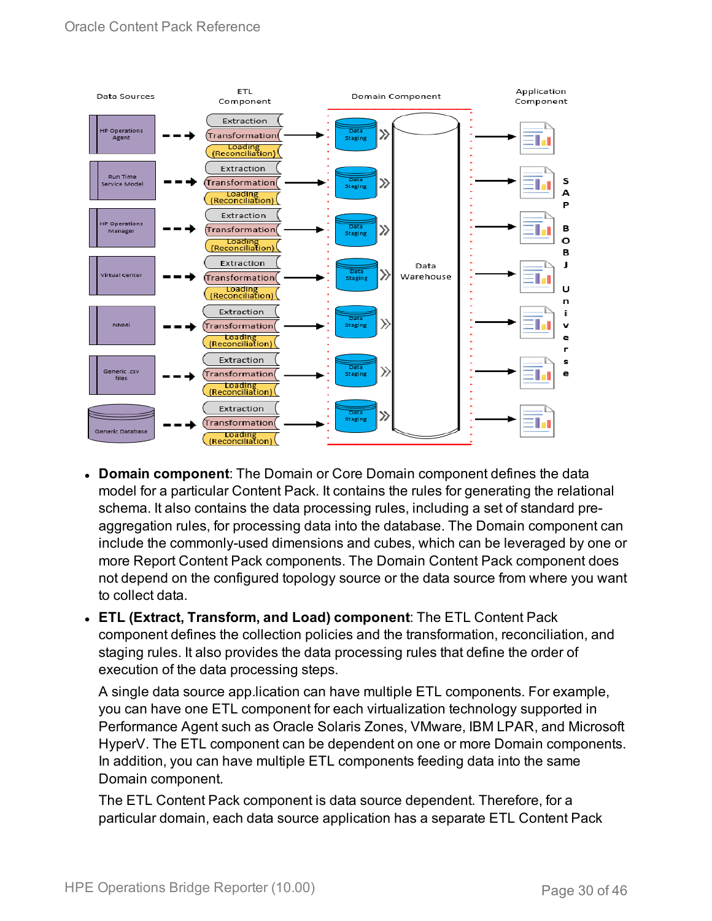- **Domain component**: The Domain or Core Domain component defines the data model for a particular Content Pack. It contains the rules for generating the relational schema. It also contains the data processing rules, including a set of standard pre-aggregation rules, for processing data into the database. The Domain component can include the commonly-used dimensions and cubes, which can be leveraged by one or more Report Content Pack components. The Domain Content Pack component does not depend on the configured topology source or the data source from where you want to collect data.
- **ETL (Extract, Transform, and Load) component**: The ETL Content Pack component defines the collection policies and the transformation, reconciliation, and staging rules. It also provides the data processing rules that define the order of execution of the data processing steps.

  A single data source app.lication can have multiple ETL components. For example, you can have one ETL component for each virtualization technology supported in Performance Agent such as Oracle Solaris Zones, VMware, IBM LPAR, and Microsoft HyperV. The ETL component can be dependent on one or more Domain components. In addition, you can have multiple ETL components feeding data into the same Domain component.

  The ETL Content Pack component is data source dependent. Therefore, for a particular domain, each data source application has a separate ETL Content Pack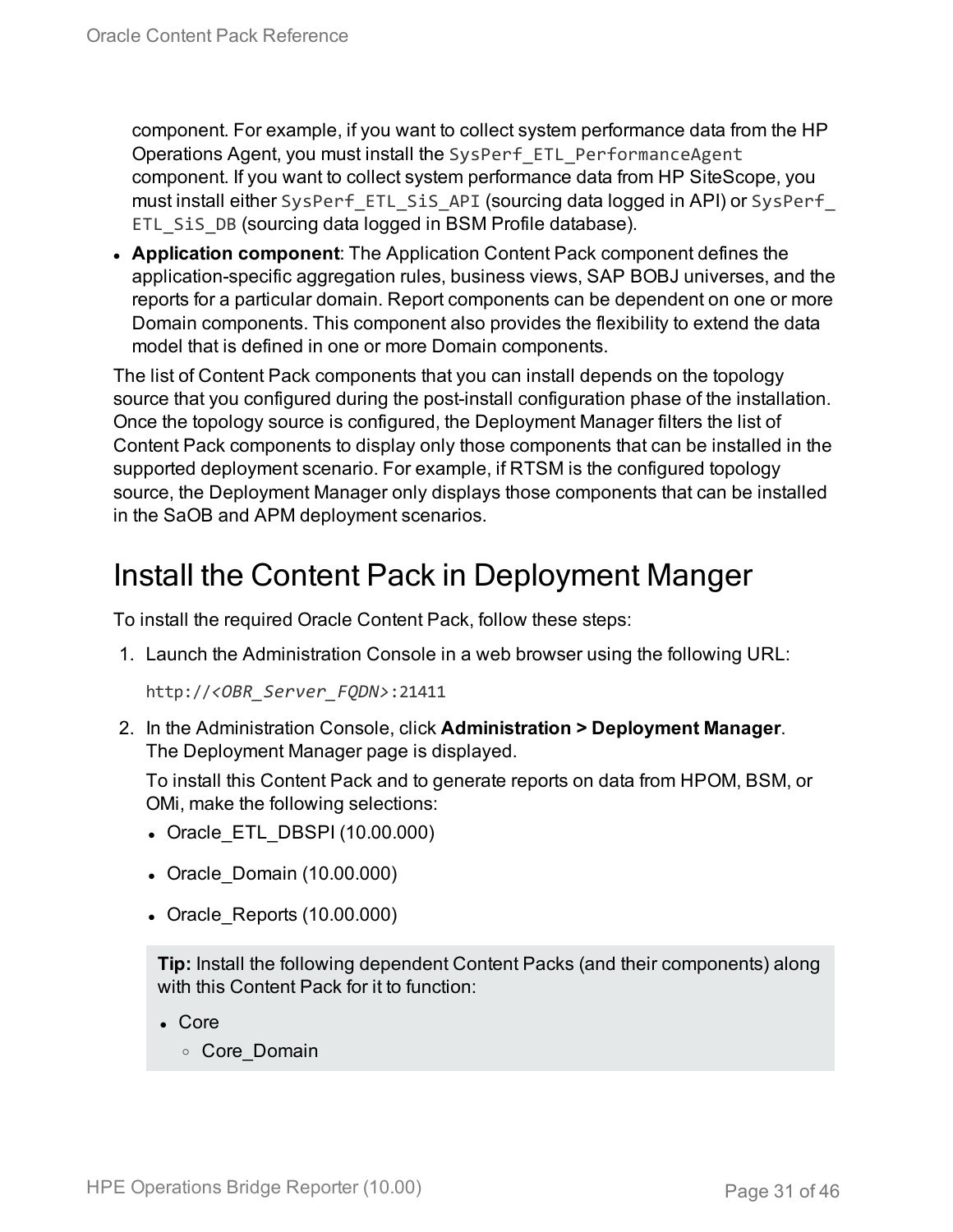component. For example, if you want to collect system performance data from the HP Operations Agent, you must install the `SysPerf_ETL_PerformanceAgent` component. If you want to collect system performance data from HP SiteScope, you must install either `SysPerf_ETL_SiS_API` (sourcing data logged in API) or `SysPerf_ETL_SiS_DB` (sourcing data logged in BSM Profile database).

- **Application component**: The Application Content Pack component defines the application-specific aggregation rules, business views, SAP BOBJ universes, and the reports for a particular domain. Report components can be dependent on one or more Domain components. This component also provides the flexibility to extend the data model that is defined in one or more Domain components.

The list of Content Pack components that you can install depends on the topology source that you configured during the post-install configuration phase of the installation. Once the topology source is configured, the Deployment Manager filters the list of Content Pack components to display only those components that can be installed in the supported deployment scenario. For example, if RTSM is the configured topology source, the Deployment Manager only displays those components that can be installed in the SaOB and APM deployment scenarios.

# Install the Content Pack in Deployment Manger

To install the required Oracle Content Pack, follow these steps:

1. Launch the Administration Console in a web browser using the following URL:

   `http://<OBR_Server_FQDN>:21411`

2. In the Administration Console, click **Administration > Deployment Manager**. The Deployment Manager page is displayed.

   To install this Content Pack and to generate reports on data from HPOM, BSM, or OMi, make the following selections:

   - Oracle_ETL_DBSPI (10.00.000)
   - Oracle_Domain (10.00.000)
   - Oracle_Reports (10.00.000)

   > **Tip:** Install the following dependent Content Packs (and their components) along with this Content Pack for it to function:
   >
   > - Core
   >   - Core_Domain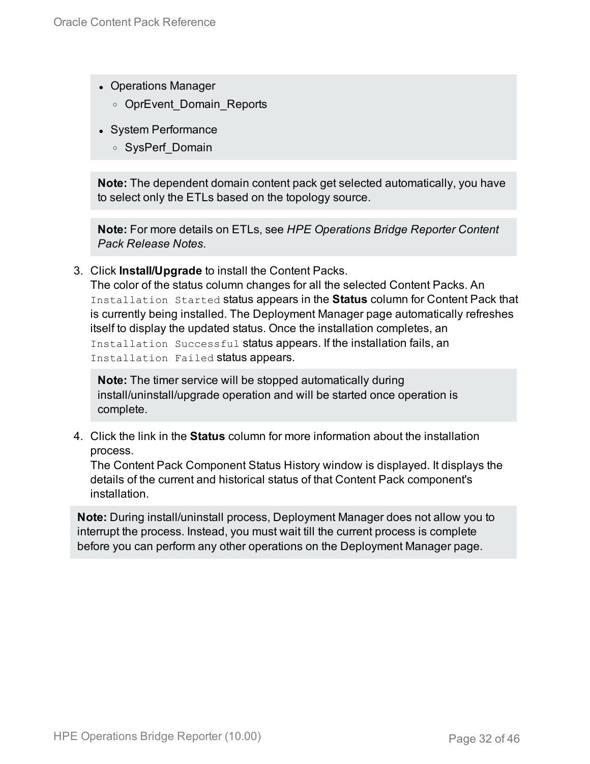- Operations Manager
  - OprEvent_Domain_Reports
- System Performance
  - SysPerf_Domain

**Note:** The dependent domain content pack get selected automatically, you have to select only the ETLs based on the topology source.

**Note:** For more details on ETLs, see *HPE Operations Bridge Reporter Content Pack Release Notes*.

3. Click **Install/Upgrade** to install the Content Packs.
   The color of the status column changes for all the selected Content Packs. An `Installation Started` status appears in the **Status** column for Content Pack that is currently being installed. The Deployment Manager page automatically refreshes itself to display the updated status. Once the installation completes, an `Installation Successful` status appears. If the installation fails, an `Installation Failed` status appears.

   **Note:** The timer service will be stopped automatically during install/uninstall/upgrade operation and will be started once operation is complete.

4. Click the link in the **Status** column for more information about the installation process.
   The Content Pack Component Status History window is displayed. It displays the details of the current and historical status of that Content Pack component's installation.

**Note:** During install/uninstall process, Deployment Manager does not allow you to interrupt the process. Instead, you must wait till the current process is complete before you can perform any other operations on the Deployment Manager page.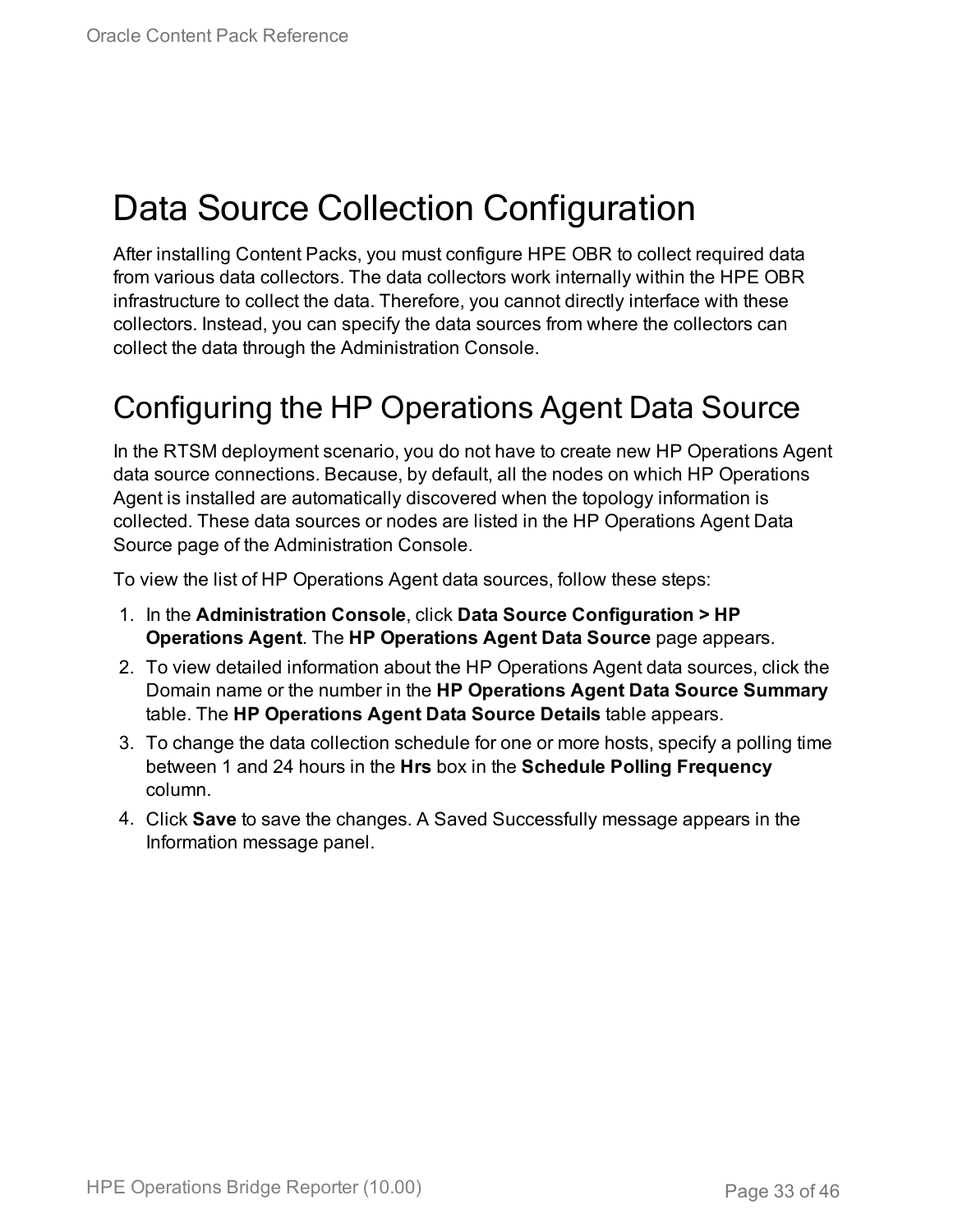# Data Source Collection Configuration

After installing Content Packs, you must configure HPE OBR to collect required data from various data collectors. The data collectors work internally within the HPE OBR infrastructure to collect the data. Therefore, you cannot directly interface with these collectors. Instead, you can specify the data sources from where the collectors can collect the data through the Administration Console.

## Configuring the HP Operations Agent Data Source

In the RTSM deployment scenario, you do not have to create new HP Operations Agent data source connections. Because, by default, all the nodes on which HP Operations Agent is installed are automatically discovered when the topology information is collected. These data sources or nodes are listed in the HP Operations Agent Data Source page of the Administration Console.

To view the list of HP Operations Agent data sources, follow these steps:

1. In the **Administration Console**, click **Data Source Configuration > HP Operations Agent**. The **HP Operations Agent Data Source** page appears.
2. To view detailed information about the HP Operations Agent data sources, click the Domain name or the number in the **HP Operations Agent Data Source Summary** table. The **HP Operations Agent Data Source Details** table appears.
3. To change the data collection schedule for one or more hosts, specify a polling time between 1 and 24 hours in the **Hrs** box in the **Schedule Polling Frequency** column.
4. Click **Save** to save the changes. A Saved Successfully message appears in the Information message panel.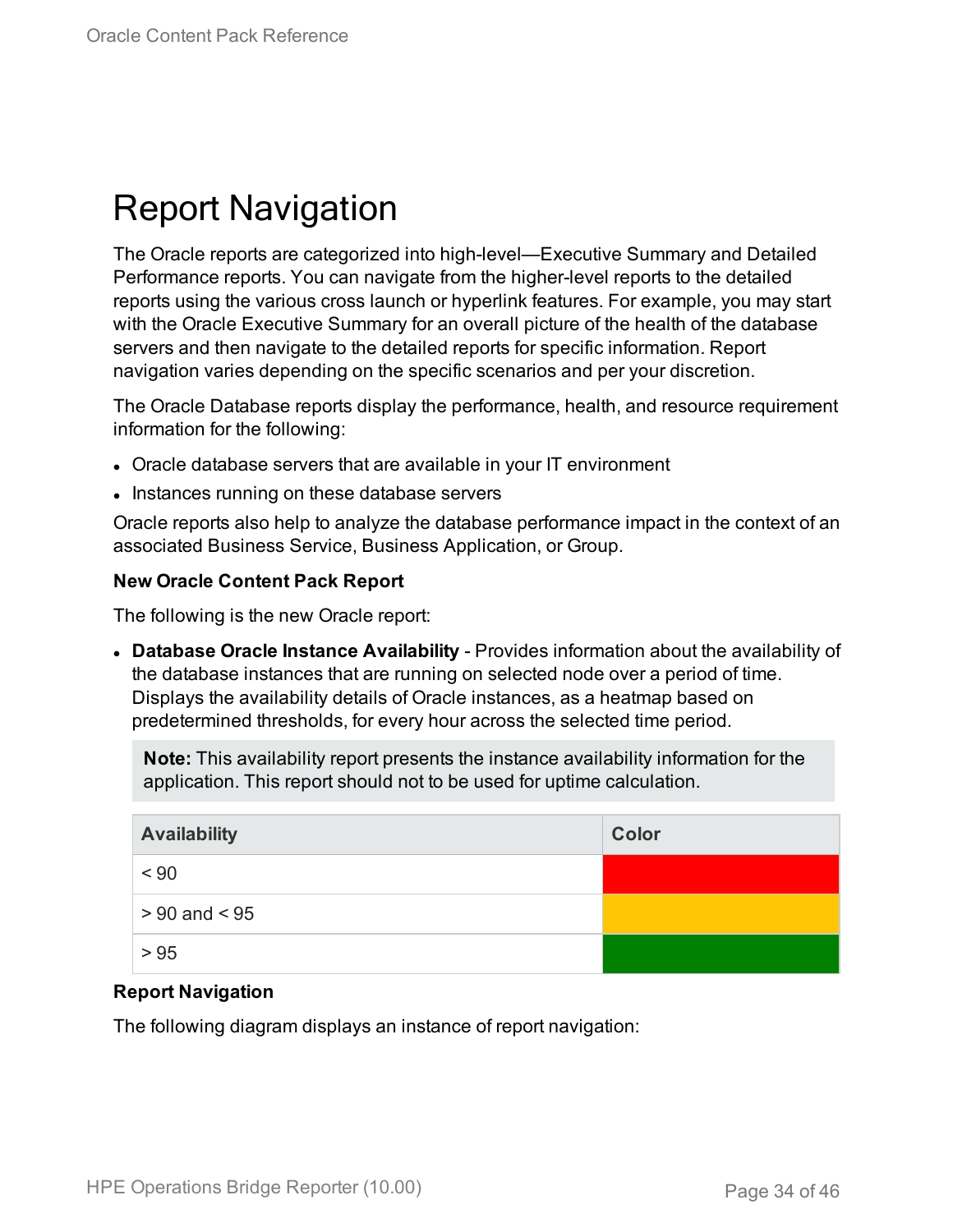# Report Navigation

The Oracle reports are categorized into high-level—Executive Summary and Detailed Performance reports. You can navigate from the higher-level reports to the detailed reports using the various cross launch or hyperlink features. For example, you may start with the Oracle Executive Summary for an overall picture of the health of the database servers and then navigate to the detailed reports for specific information. Report navigation varies depending on the specific scenarios and per your discretion.

The Oracle Database reports display the performance, health, and resource requirement information for the following:

- Oracle database servers that are available in your IT environment
- Instances running on these database servers

Oracle reports also help to analyze the database performance impact in the context of an associated Business Service, Business Application, or Group.

**New Oracle Content Pack Report**

The following is the new Oracle report:

- **Database Oracle Instance Availability** - Provides information about the availability of the database instances that are running on selected node over a period of time. Displays the availability details of Oracle instances, as a heatmap based on predetermined thresholds, for every hour across the selected time period.

  **Note:** This availability report presents the instance availability information for the application. This report should not to be used for uptime calculation.

| Availability | Color |
|---|---|
| < 90 | Red |
| > 90 and < 95 | Amber |
| > 95 | Green |

**Report Navigation**

The following diagram displays an instance of report navigation: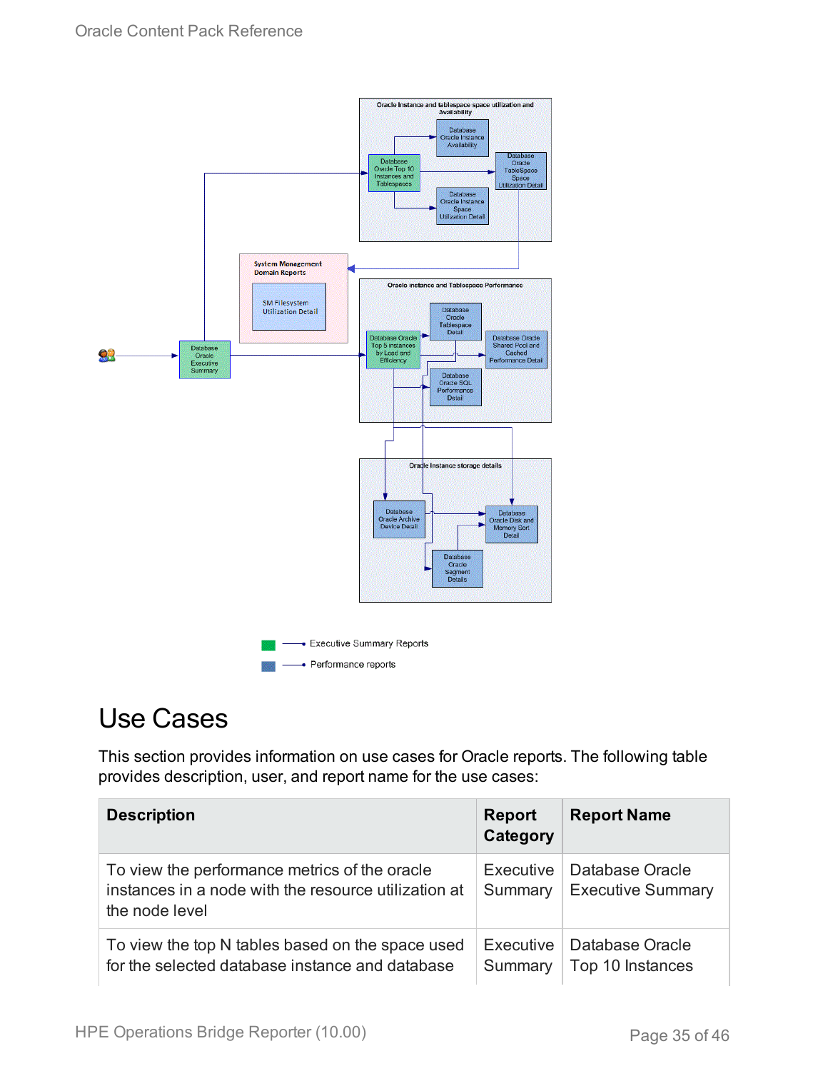# Use Cases

This section provides information on use cases for Oracle reports. The following table provides description, user, and report name for the use cases:

| Description | Report Category | Report Name |
|---|---|---|
| To view the performance metrics of the oracle instances in a node with the resource utilization at the node level | Executive Summary | Database Oracle Executive Summary |
| To view the top N tables based on the space used for the selected database instance and database | Executive Summary | Database Oracle Top 10 Instances |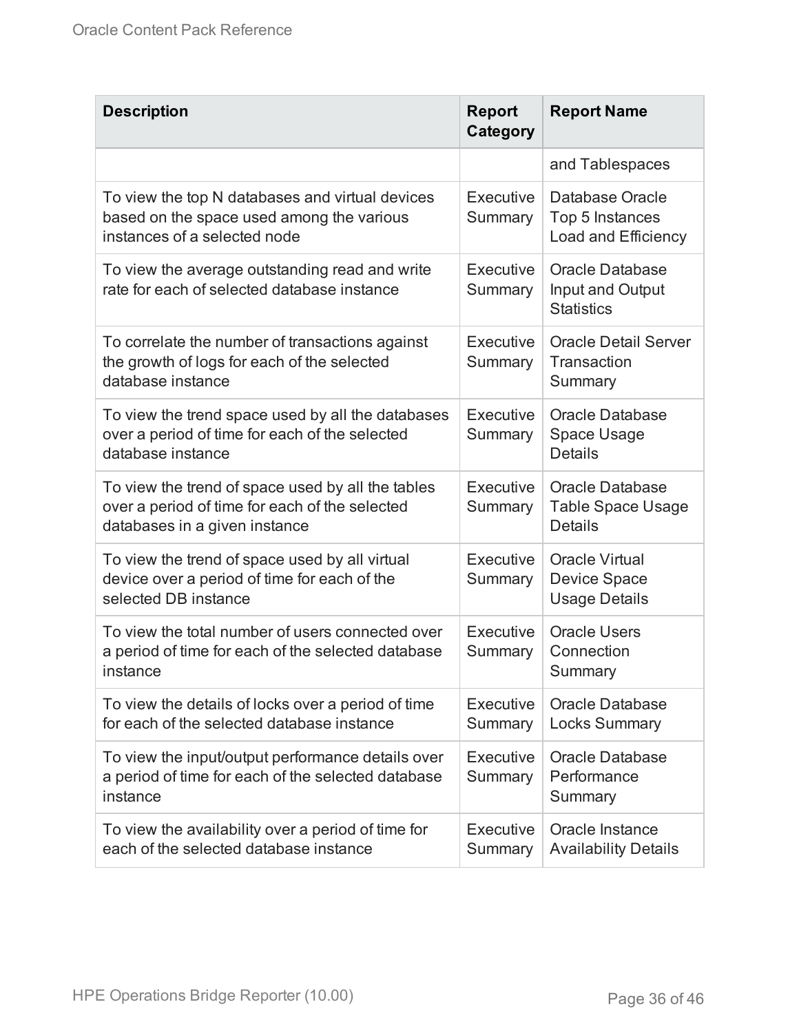| Description | Report Category | Report Name |
|---|---|---|
| | | and Tablespaces |
| To view the top N databases and virtual devices based on the space used among the various instances of a selected node | Executive Summary | Database Oracle Top 5 Instances Load and Efficiency |
| To view the average outstanding read and write rate for each of selected database instance | Executive Summary | Oracle Database Input and Output Statistics |
| To correlate the number of transactions against the growth of logs for each of the selected database instance | Executive Summary | Oracle Detail Server Transaction Summary |
| To view the trend space used by all the databases over a period of time for each of the selected database instance | Executive Summary | Oracle Database Space Usage Details |
| To view the trend of space used by all the tables over a period of time for each of the selected databases in a given instance | Executive Summary | Oracle Database Table Space Usage Details |
| To view the trend of space used by all virtual device over a period of time for each of the selected DB instance | Executive Summary | Oracle Virtual Device Space Usage Details |
| To view the total number of users connected over a period of time for each of the selected database instance | Executive Summary | Oracle Users Connection Summary |
| To view the details of locks over a period of time for each of the selected database instance | Executive Summary | Oracle Database Locks Summary |
| To view the input/output performance details over a period of time for each of the selected database instance | Executive Summary | Oracle Database Performance Summary |
| To view the availability over a period of time for each of the selected database instance | Executive Summary | Oracle Instance Availability Details |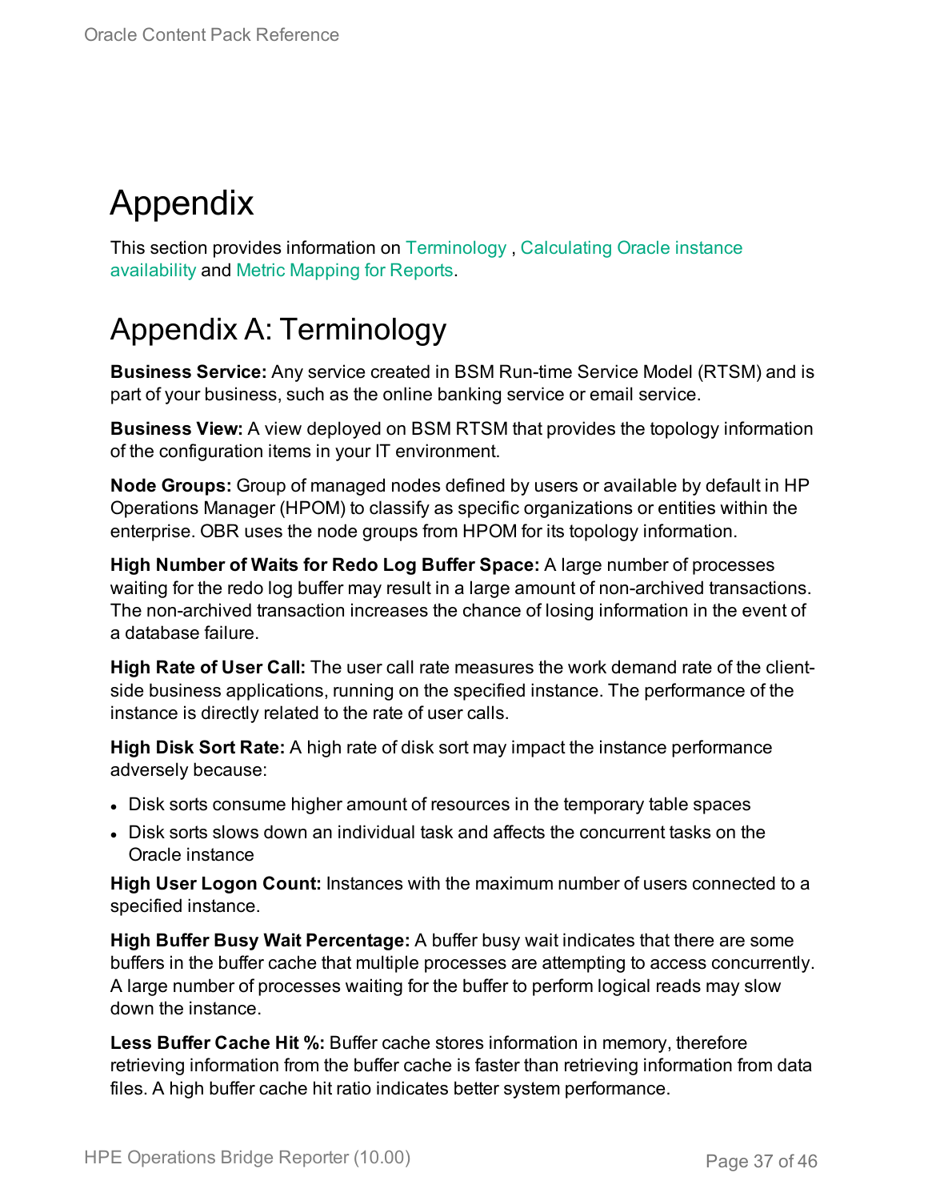# Appendix

This section provides information on Terminology , Calculating Oracle instance availability and Metric Mapping for Reports.

## Appendix A: Terminology

**Business Service:** Any service created in BSM Run-time Service Model (RTSM) and is part of your business, such as the online banking service or email service.

**Business View:** A view deployed on BSM RTSM that provides the topology information of the configuration items in your IT environment.

**Node Groups:** Group of managed nodes defined by users or available by default in HP Operations Manager (HPOM) to classify as specific organizations or entities within the enterprise. OBR uses the node groups from HPOM for its topology information.

**High Number of Waits for Redo Log Buffer Space:** A large number of processes waiting for the redo log buffer may result in a large amount of non-archived transactions. The non-archived transaction increases the chance of losing information in the event of a database failure.

**High Rate of User Call:** The user call rate measures the work demand rate of the client-side business applications, running on the specified instance. The performance of the instance is directly related to the rate of user calls.

**High Disk Sort Rate:** A high rate of disk sort may impact the instance performance adversely because:

- Disk sorts consume higher amount of resources in the temporary table spaces
- Disk sorts slows down an individual task and affects the concurrent tasks on the Oracle instance

**High User Logon Count:** Instances with the maximum number of users connected to a specified instance.

**High Buffer Busy Wait Percentage:** A buffer busy wait indicates that there are some buffers in the buffer cache that multiple processes are attempting to access concurrently. A large number of processes waiting for the buffer to perform logical reads may slow down the instance.

**Less Buffer Cache Hit %:** Buffer cache stores information in memory, therefore retrieving information from the buffer cache is faster than retrieving information from data files. A high buffer cache hit ratio indicates better system performance.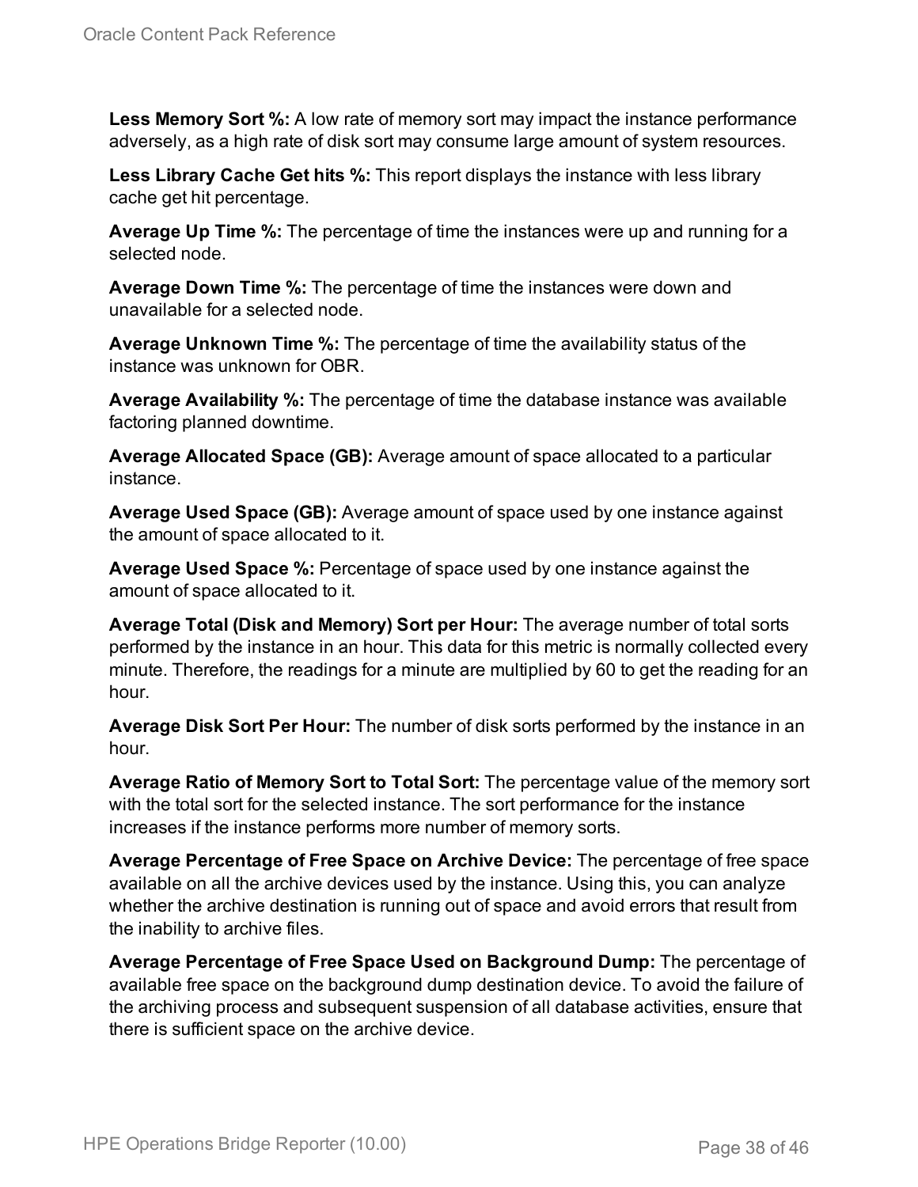**Less Memory Sort %:** A low rate of memory sort may impact the instance performance adversely, as a high rate of disk sort may consume large amount of system resources.

**Less Library Cache Get hits %:** This report displays the instance with less library cache get hit percentage.

**Average Up Time %:** The percentage of time the instances were up and running for a selected node.

**Average Down Time %:** The percentage of time the instances were down and unavailable for a selected node.

**Average Unknown Time %:** The percentage of time the availability status of the instance was unknown for OBR.

**Average Availability %:** The percentage of time the database instance was available factoring planned downtime.

**Average Allocated Space (GB):** Average amount of space allocated to a particular instance.

**Average Used Space (GB):** Average amount of space used by one instance against the amount of space allocated to it.

**Average Used Space %:** Percentage of space used by one instance against the amount of space allocated to it.

**Average Total (Disk and Memory) Sort per Hour:** The average number of total sorts performed by the instance in an hour. This data for this metric is normally collected every minute. Therefore, the readings for a minute are multiplied by 60 to get the reading for an hour.

**Average Disk Sort Per Hour:** The number of disk sorts performed by the instance in an hour.

**Average Ratio of Memory Sort to Total Sort:** The percentage value of the memory sort with the total sort for the selected instance. The sort performance for the instance increases if the instance performs more number of memory sorts.

**Average Percentage of Free Space on Archive Device:** The percentage of free space available on all the archive devices used by the instance. Using this, you can analyze whether the archive destination is running out of space and avoid errors that result from the inability to archive files.

**Average Percentage of Free Space Used on Background Dump:** The percentage of available free space on the background dump destination device. To avoid the failure of the archiving process and subsequent suspension of all database activities, ensure that there is sufficient space on the archive device.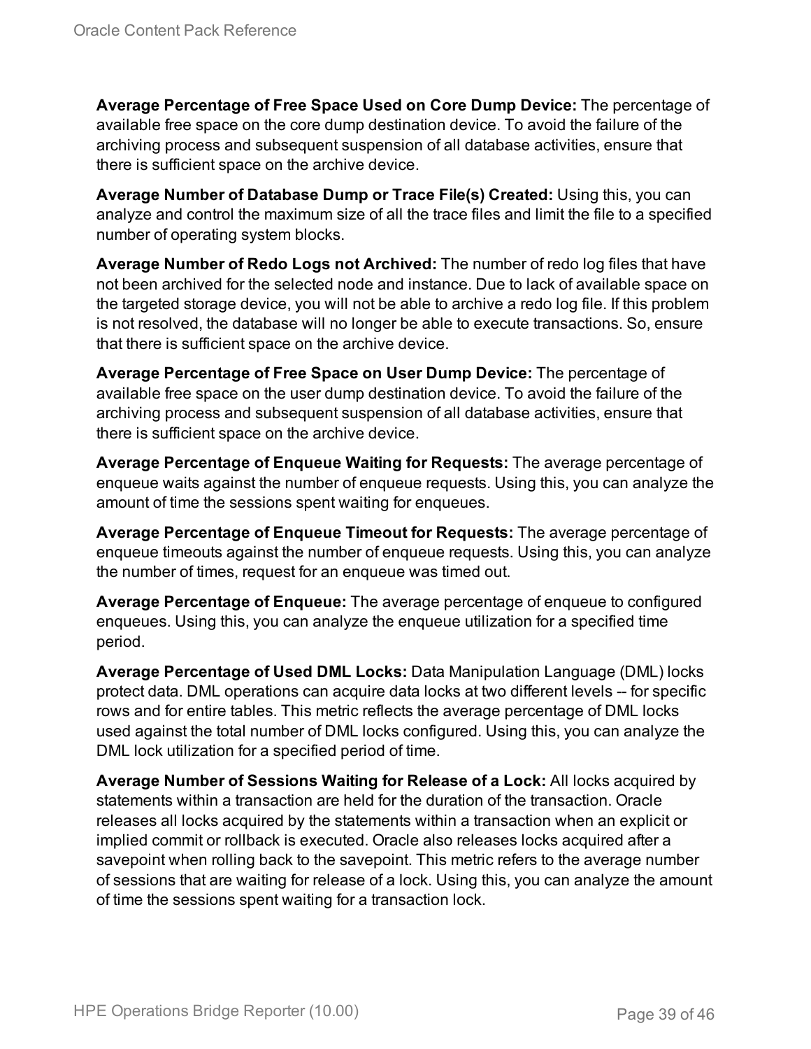**Average Percentage of Free Space Used on Core Dump Device:** The percentage of available free space on the core dump destination device. To avoid the failure of the archiving process and subsequent suspension of all database activities, ensure that there is sufficient space on the archive device.

**Average Number of Database Dump or Trace File(s) Created:** Using this, you can analyze and control the maximum size of all the trace files and limit the file to a specified number of operating system blocks.

**Average Number of Redo Logs not Archived:** The number of redo log files that have not been archived for the selected node and instance. Due to lack of available space on the targeted storage device, you will not be able to archive a redo log file. If this problem is not resolved, the database will no longer be able to execute transactions. So, ensure that there is sufficient space on the archive device.

**Average Percentage of Free Space on User Dump Device:** The percentage of available free space on the user dump destination device. To avoid the failure of the archiving process and subsequent suspension of all database activities, ensure that there is sufficient space on the archive device.

**Average Percentage of Enqueue Waiting for Requests:** The average percentage of enqueue waits against the number of enqueue requests. Using this, you can analyze the amount of time the sessions spent waiting for enqueues.

**Average Percentage of Enqueue Timeout for Requests:** The average percentage of enqueue timeouts against the number of enqueue requests. Using this, you can analyze the number of times, request for an enqueue was timed out.

**Average Percentage of Enqueue:** The average percentage of enqueue to configured enqueues. Using this, you can analyze the enqueue utilization for a specified time period.

**Average Percentage of Used DML Locks:** Data Manipulation Language (DML) locks protect data. DML operations can acquire data locks at two different levels -- for specific rows and for entire tables. This metric reflects the average percentage of DML locks used against the total number of DML locks configured. Using this, you can analyze the DML lock utilization for a specified period of time.

**Average Number of Sessions Waiting for Release of a Lock:** All locks acquired by statements within a transaction are held for the duration of the transaction. Oracle releases all locks acquired by the statements within a transaction when an explicit or implied commit or rollback is executed. Oracle also releases locks acquired after a savepoint when rolling back to the savepoint. This metric refers to the average number of sessions that are waiting for release of a lock. Using this, you can analyze the amount of time the sessions spent waiting for a transaction lock.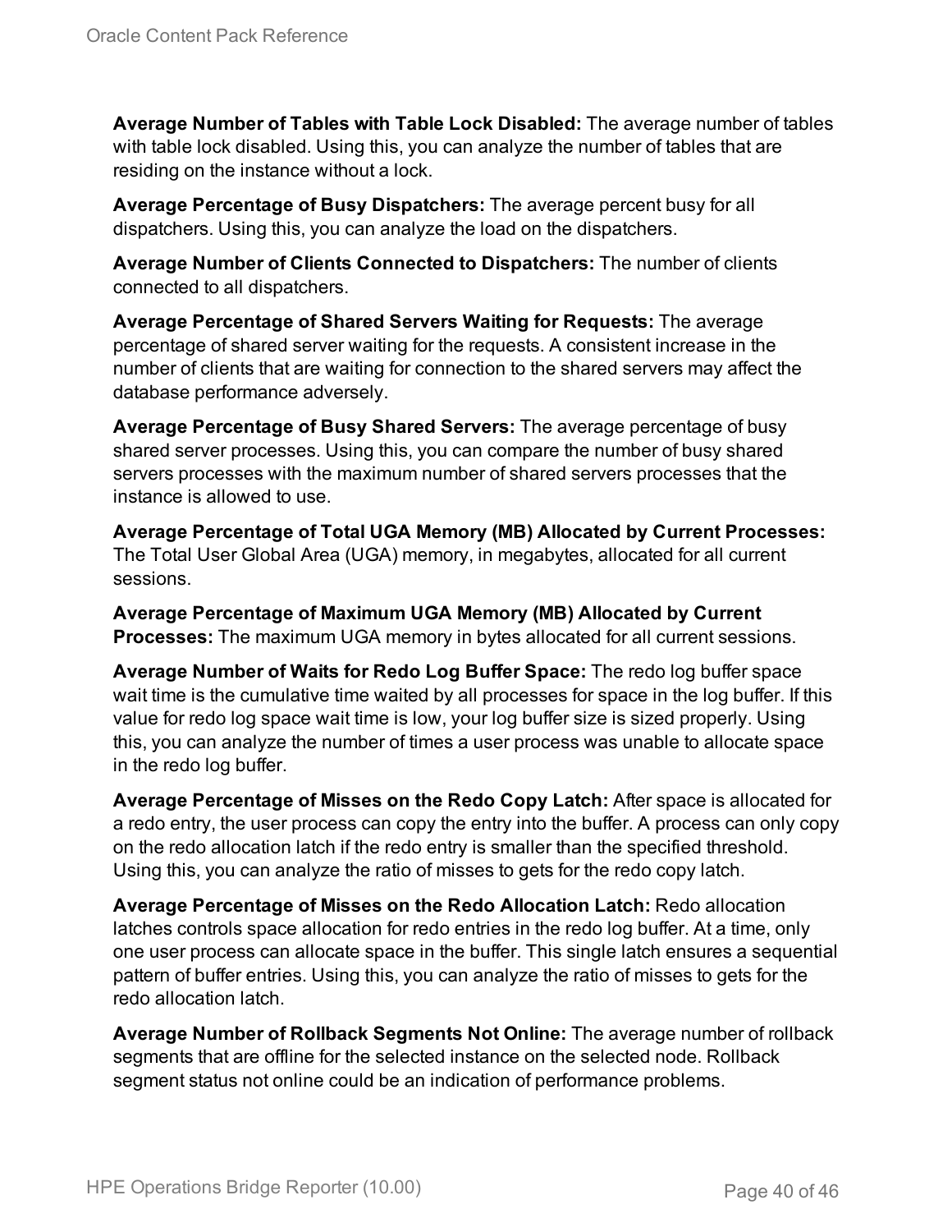**Average Number of Tables with Table Lock Disabled:** The average number of tables with table lock disabled. Using this, you can analyze the number of tables that are residing on the instance without a lock.

**Average Percentage of Busy Dispatchers:** The average percent busy for all dispatchers. Using this, you can analyze the load on the dispatchers.

**Average Number of Clients Connected to Dispatchers:** The number of clients connected to all dispatchers.

**Average Percentage of Shared Servers Waiting for Requests:** The average percentage of shared server waiting for the requests. A consistent increase in the number of clients that are waiting for connection to the shared servers may affect the database performance adversely.

**Average Percentage of Busy Shared Servers:** The average percentage of busy shared server processes. Using this, you can compare the number of busy shared servers processes with the maximum number of shared servers processes that the instance is allowed to use.

**Average Percentage of Total UGA Memory (MB) Allocated by Current Processes:** The Total User Global Area (UGA) memory, in megabytes, allocated for all current sessions.

**Average Percentage of Maximum UGA Memory (MB) Allocated by Current Processes:** The maximum UGA memory in bytes allocated for all current sessions.

**Average Number of Waits for Redo Log Buffer Space:** The redo log buffer space wait time is the cumulative time waited by all processes for space in the log buffer. If this value for redo log space wait time is low, your log buffer size is sized properly. Using this, you can analyze the number of times a user process was unable to allocate space in the redo log buffer.

**Average Percentage of Misses on the Redo Copy Latch:** After space is allocated for a redo entry, the user process can copy the entry into the buffer. A process can only copy on the redo allocation latch if the redo entry is smaller than the specified threshold. Using this, you can analyze the ratio of misses to gets for the redo copy latch.

**Average Percentage of Misses on the Redo Allocation Latch:** Redo allocation latches controls space allocation for redo entries in the redo log buffer. At a time, only one user process can allocate space in the buffer. This single latch ensures a sequential pattern of buffer entries. Using this, you can analyze the ratio of misses to gets for the redo allocation latch.

**Average Number of Rollback Segments Not Online:** The average number of rollback segments that are offline for the selected instance on the selected node. Rollback segment status not online could be an indication of performance problems.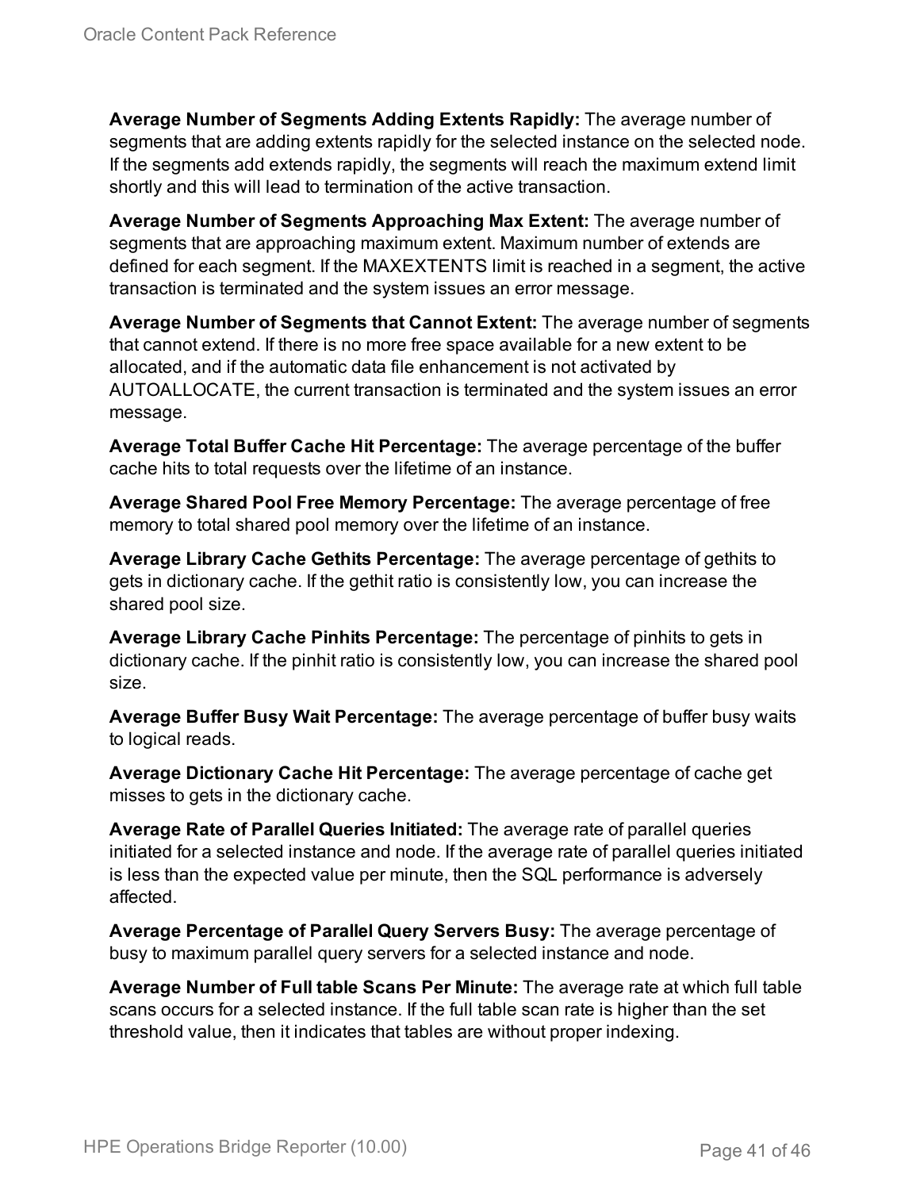**Average Number of Segments Adding Extents Rapidly:** The average number of segments that are adding extents rapidly for the selected instance on the selected node. If the segments add extends rapidly, the segments will reach the maximum extend limit shortly and this will lead to termination of the active transaction.

**Average Number of Segments Approaching Max Extent:** The average number of segments that are approaching maximum extent. Maximum number of extends are defined for each segment. If the MAXEXTENTS limit is reached in a segment, the active transaction is terminated and the system issues an error message.

**Average Number of Segments that Cannot Extent:** The average number of segments that cannot extend. If there is no more free space available for a new extent to be allocated, and if the automatic data file enhancement is not activated by AUTOALLOCATE, the current transaction is terminated and the system issues an error message.

**Average Total Buffer Cache Hit Percentage:** The average percentage of the buffer cache hits to total requests over the lifetime of an instance.

**Average Shared Pool Free Memory Percentage:** The average percentage of free memory to total shared pool memory over the lifetime of an instance.

**Average Library Cache Gethits Percentage:** The average percentage of gethits to gets in dictionary cache. If the gethit ratio is consistently low, you can increase the shared pool size.

**Average Library Cache Pinhits Percentage:** The percentage of pinhits to gets in dictionary cache. If the pinhit ratio is consistently low, you can increase the shared pool size.

**Average Buffer Busy Wait Percentage:** The average percentage of buffer busy waits to logical reads.

**Average Dictionary Cache Hit Percentage:** The average percentage of cache get misses to gets in the dictionary cache.

**Average Rate of Parallel Queries Initiated:** The average rate of parallel queries initiated for a selected instance and node. If the average rate of parallel queries initiated is less than the expected value per minute, then the SQL performance is adversely affected.

**Average Percentage of Parallel Query Servers Busy:** The average percentage of busy to maximum parallel query servers for a selected instance and node.

**Average Number of Full table Scans Per Minute:** The average rate at which full table scans occurs for a selected instance. If the full table scan rate is higher than the set threshold value, then it indicates that tables are without proper indexing.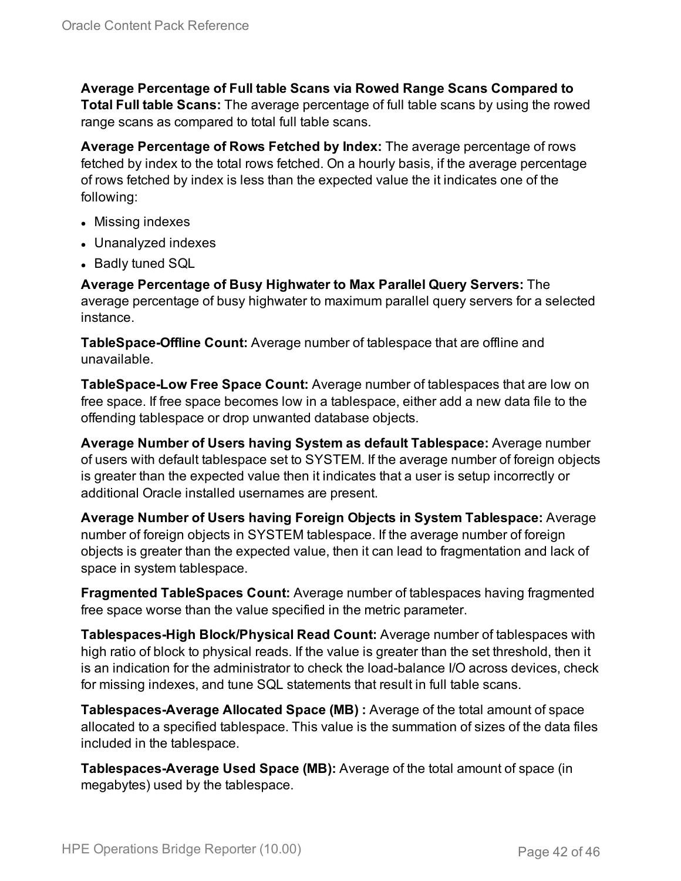**Average Percentage of Full table Scans via Rowed Range Scans Compared to Total Full table Scans:** The average percentage of full table scans by using the rowed range scans as compared to total full table scans.

**Average Percentage of Rows Fetched by Index:** The average percentage of rows fetched by index to the total rows fetched. On a hourly basis, if the average percentage of rows fetched by index is less than the expected value the it indicates one of the following:

- Missing indexes
- Unanalyzed indexes
- Badly tuned SQL

**Average Percentage of Busy Highwater to Max Parallel Query Servers:** The average percentage of busy highwater to maximum parallel query servers for a selected instance.

**TableSpace-Offline Count:** Average number of tablespace that are offline and unavailable.

**TableSpace-Low Free Space Count:** Average number of tablespaces that are low on free space. If free space becomes low in a tablespace, either add a new data file to the offending tablespace or drop unwanted database objects.

**Average Number of Users having System as default Tablespace:** Average number of users with default tablespace set to SYSTEM. If the average number of foreign objects is greater than the expected value then it indicates that a user is setup incorrectly or additional Oracle installed usernames are present.

**Average Number of Users having Foreign Objects in System Tablespace:** Average number of foreign objects in SYSTEM tablespace. If the average number of foreign objects is greater than the expected value, then it can lead to fragmentation and lack of space in system tablespace.

**Fragmented TableSpaces Count:** Average number of tablespaces having fragmented free space worse than the value specified in the metric parameter.

**Tablespaces-High Block/Physical Read Count:** Average number of tablespaces with high ratio of block to physical reads. If the value is greater than the set threshold, then it is an indication for the administrator to check the load-balance I/O across devices, check for missing indexes, and tune SQL statements that result in full table scans.

**Tablespaces-Average Allocated Space (MB) :** Average of the total amount of space allocated to a specified tablespace. This value is the summation of sizes of the data files included in the tablespace.

**Tablespaces-Average Used Space (MB):** Average of the total amount of space (in megabytes) used by the tablespace.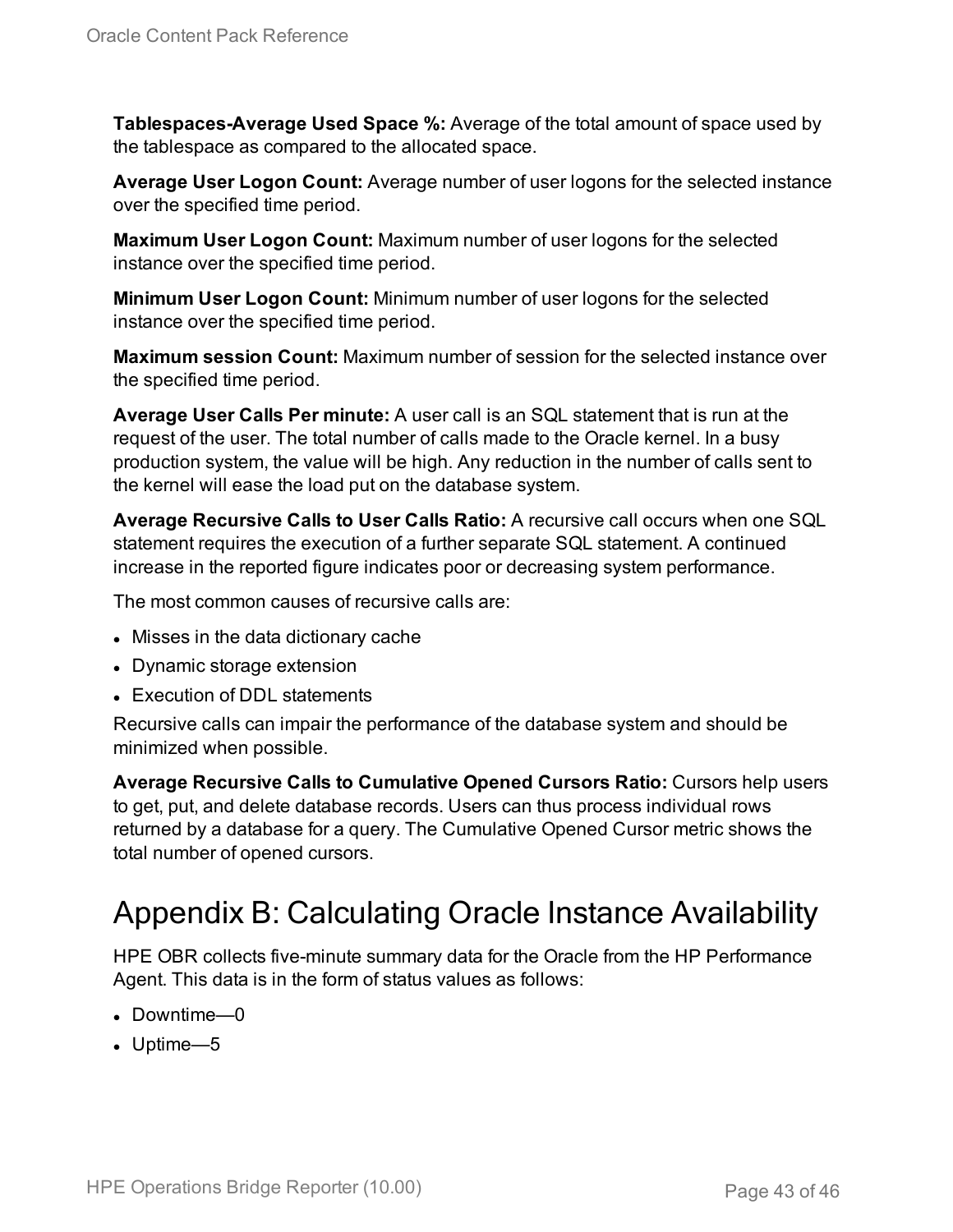**Tablespaces-Average Used Space %:** Average of the total amount of space used by the tablespace as compared to the allocated space.

**Average User Logon Count:** Average number of user logons for the selected instance over the specified time period.

**Maximum User Logon Count:** Maximum number of user logons for the selected instance over the specified time period.

**Minimum User Logon Count:** Minimum number of user logons for the selected instance over the specified time period.

**Maximum session Count:** Maximum number of session for the selected instance over the specified time period.

**Average User Calls Per minute:** A user call is an SQL statement that is run at the request of the user. The total number of calls made to the Oracle kernel. In a busy production system, the value will be high. Any reduction in the number of calls sent to the kernel will ease the load put on the database system.

**Average Recursive Calls to User Calls Ratio:** A recursive call occurs when one SQL statement requires the execution of a further separate SQL statement. A continued increase in the reported figure indicates poor or decreasing system performance.

The most common causes of recursive calls are:

- Misses in the data dictionary cache
- Dynamic storage extension
- Execution of DDL statements

Recursive calls can impair the performance of the database system and should be minimized when possible.

**Average Recursive Calls to Cumulative Opened Cursors Ratio:** Cursors help users to get, put, and delete database records. Users can thus process individual rows returned by a database for a query. The Cumulative Opened Cursor metric shows the total number of opened cursors.

# Appendix B: Calculating Oracle Instance Availability

HPE OBR collects five-minute summary data for the Oracle from the HP Performance Agent. This data is in the form of status values as follows:

- Downtime—0
- Uptime—5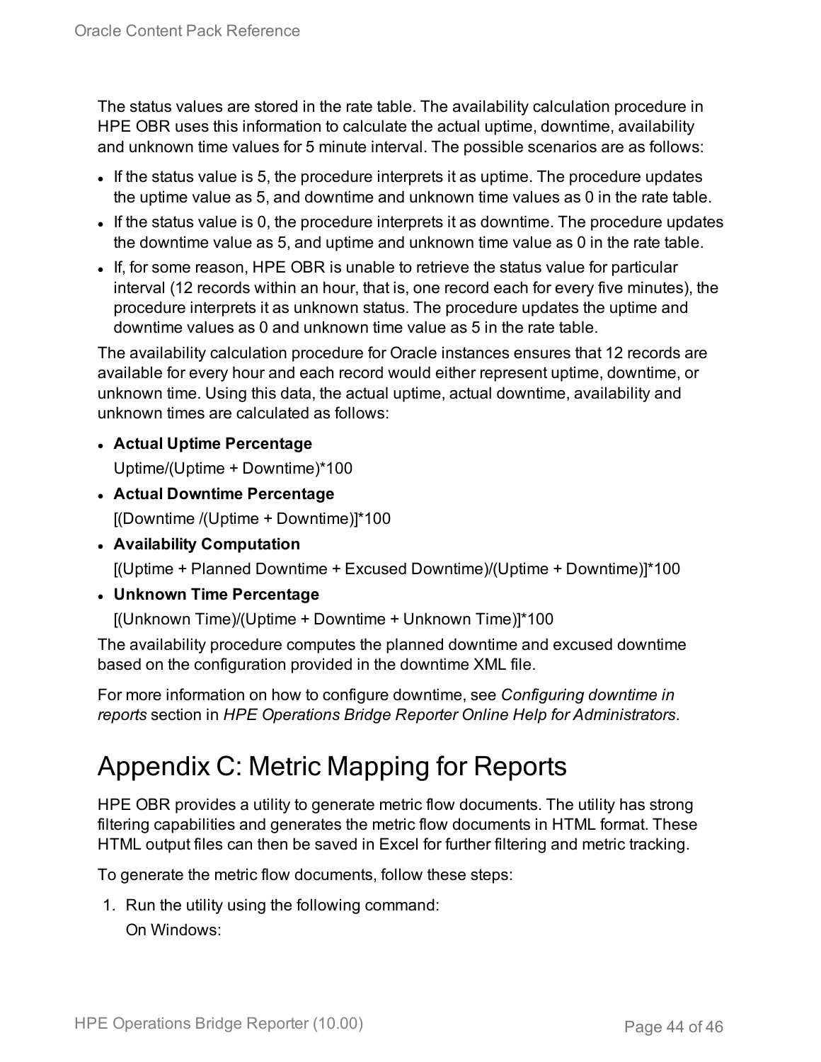The status values are stored in the rate table. The availability calculation procedure in HPE OBR uses this information to calculate the actual uptime, downtime, availability and unknown time values for 5 minute interval. The possible scenarios are as follows:

- If the status value is 5, the procedure interprets it as uptime. The procedure updates the uptime value as 5, and downtime and unknown time values as 0 in the rate table.
- If the status value is 0, the procedure interprets it as downtime. The procedure updates the downtime value as 5, and uptime and unknown time value as 0 in the rate table.
- If, for some reason, HPE OBR is unable to retrieve the status value for particular interval (12 records within an hour, that is, one record each for every five minutes), the procedure interprets it as unknown status. The procedure updates the uptime and downtime values as 0 and unknown time value as 5 in the rate table.

The availability calculation procedure for Oracle instances ensures that 12 records are available for every hour and each record would either represent uptime, downtime, or unknown time. Using this data, the actual uptime, actual downtime, availability and unknown times are calculated as follows:

- **Actual Uptime Percentage**

  Uptime/(Uptime + Downtime)*100
- **Actual Downtime Percentage**

  [(Downtime /(Uptime + Downtime)]*100
- **Availability Computation**

  [(Uptime + Planned Downtime + Excused Downtime)/(Uptime + Downtime)]*100
- **Unknown Time Percentage**

  [(Unknown Time)/(Uptime + Downtime + Unknown Time)]*100

The availability procedure computes the planned downtime and excused downtime based on the configuration provided in the downtime XML file.

For more information on how to configure downtime, see *Configuring downtime in reports* section in *HPE Operations Bridge Reporter Online Help for Administrators*.

# Appendix C: Metric Mapping for Reports

HPE OBR provides a utility to generate metric flow documents. The utility has strong filtering capabilities and generates the metric flow documents in HTML format. These HTML output files can then be saved in Excel for further filtering and metric tracking.

To generate the metric flow documents, follow these steps:

1. Run the utility using the following command:

   On Windows: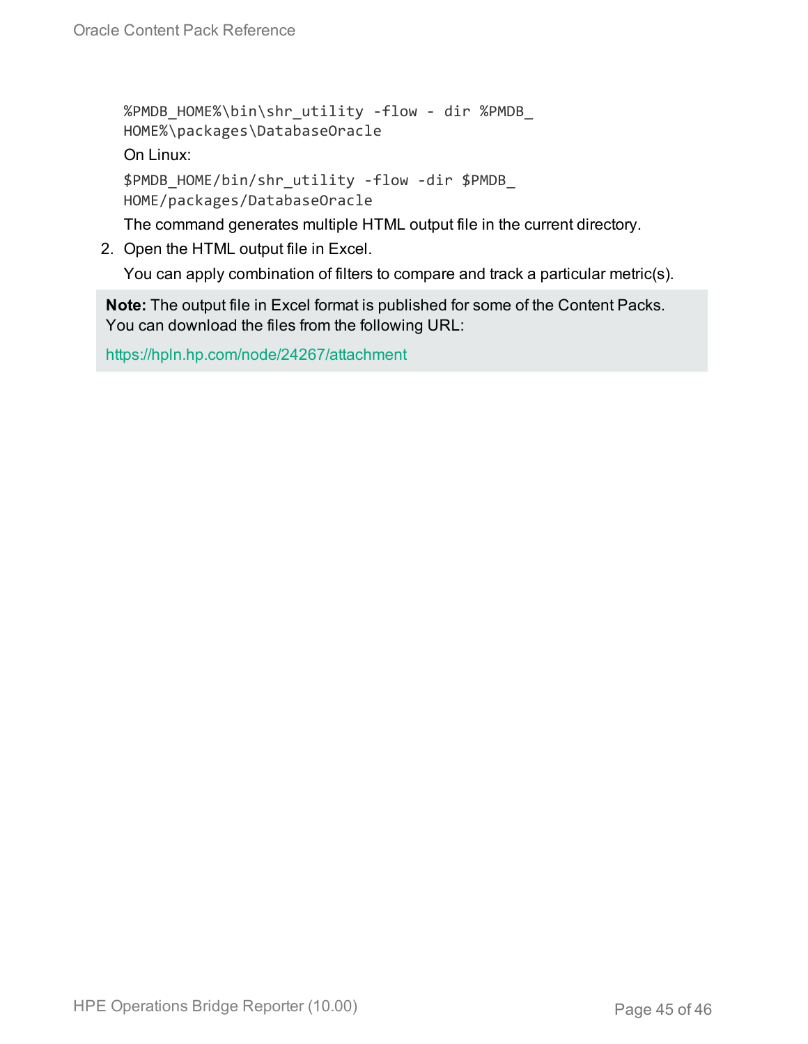```
%PMDB_HOME%\bin\shr_utility -flow - dir %PMDB_
HOME%\packages\DatabaseOracle
```

On Linux:

```
$PMDB_HOME/bin/shr_utility -flow -dir $PMDB_
HOME/packages/DatabaseOracle
```

The command generates multiple HTML output file in the current directory.

2. Open the HTML output file in Excel.

   You can apply combination of filters to compare and track a particular metric(s).

> **Note:** The output file in Excel format is published for some of the Content Packs. You can download the files from the following URL:
>
> https://hpln.hp.com/node/24267/attachment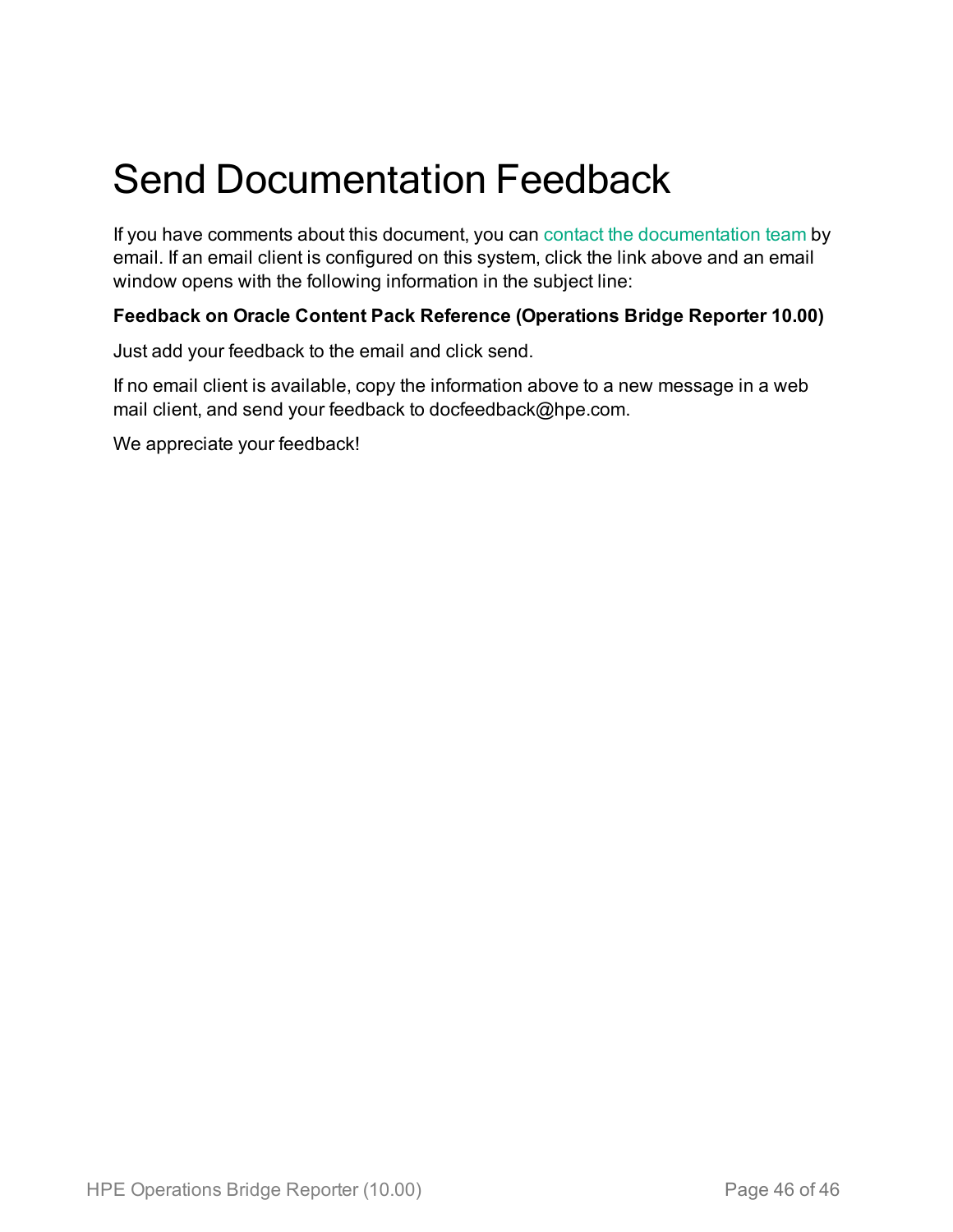# Send Documentation Feedback

If you have comments about this document, you can contact the documentation team by email. If an email client is configured on this system, click the link above and an email window opens with the following information in the subject line:

**Feedback on Oracle Content Pack Reference (Operations Bridge Reporter 10.00)**

Just add your feedback to the email and click send.

If no email client is available, copy the information above to a new message in a web mail client, and send your feedback to docfeedback@hpe.com.

We appreciate your feedback!